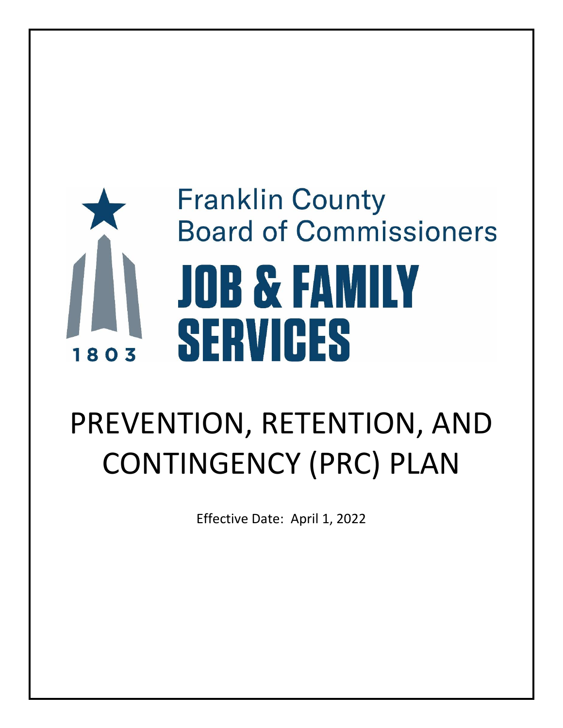Franklin County
Board of Commissioners

JOB & FAMILY
SERVICES

1803

# PREVENTION, RETENTION, AND CONTINGENCY (PRC) PLAN

Effective Date: April 1, 2022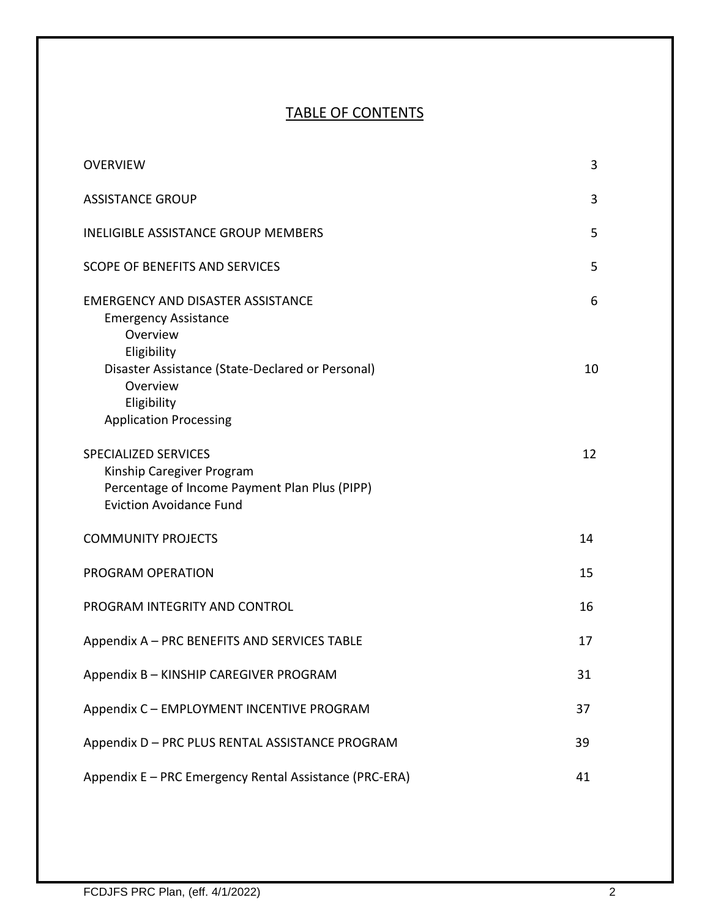# TABLE OF CONTENTS

| | |
|---|---|
| OVERVIEW | 3 |
| ASSISTANCE GROUP | 3 |
| INELIGIBLE ASSISTANCE GROUP MEMBERS | 5 |
| SCOPE OF BENEFITS AND SERVICES | 5 |
| EMERGENCY AND DISASTER ASSISTANCE | 6 |
| Emergency Assistance | |
| Overview | |
| Eligibility | |
| Disaster Assistance (State-Declared or Personal) | 10 |
| Overview | |
| Eligibility | |
| Application Processing | |
| SPECIALIZED SERVICES | 12 |
| Kinship Caregiver Program | |
| Percentage of Income Payment Plan Plus (PIPP) | |
| Eviction Avoidance Fund | |
| COMMUNITY PROJECTS | 14 |
| PROGRAM OPERATION | 15 |
| PROGRAM INTEGRITY AND CONTROL | 16 |
| Appendix A – PRC BENEFITS AND SERVICES TABLE | 17 |
| Appendix B – KINSHIP CAREGIVER PROGRAM | 31 |
| Appendix C – EMPLOYMENT INCENTIVE PROGRAM | 37 |
| Appendix D – PRC PLUS RENTAL ASSISTANCE PROGRAM | 39 |
| Appendix E – PRC Emergency Rental Assistance (PRC-ERA) | 41 |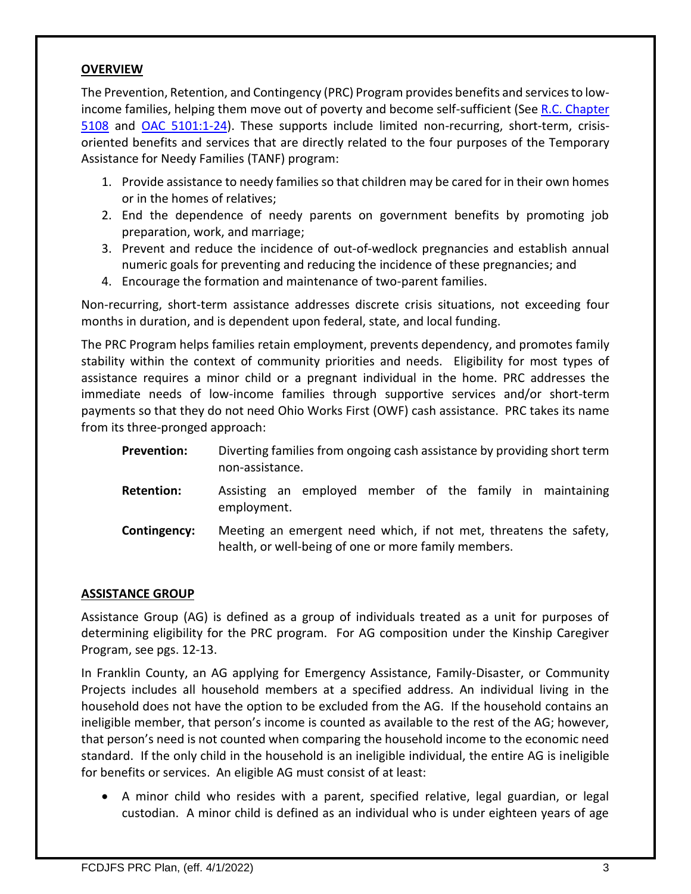## OVERVIEW

The Prevention, Retention, and Contingency (PRC) Program provides benefits and services to low-income families, helping them move out of poverty and become self-sufficient (See R.C. Chapter 5108 and OAC 5101:1-24). These supports include limited non-recurring, short-term, crisis-oriented benefits and services that are directly related to the four purposes of the Temporary Assistance for Needy Families (TANF) program:

1. Provide assistance to needy families so that children may be cared for in their own homes or in the homes of relatives;
2. End the dependence of needy parents on government benefits by promoting job preparation, work, and marriage;
3. Prevent and reduce the incidence of out-of-wedlock pregnancies and establish annual numeric goals for preventing and reducing the incidence of these pregnancies; and
4. Encourage the formation and maintenance of two-parent families.

Non-recurring, short-term assistance addresses discrete crisis situations, not exceeding four months in duration, and is dependent upon federal, state, and local funding.

The PRC Program helps families retain employment, prevents dependency, and promotes family stability within the context of community priorities and needs. Eligibility for most types of assistance requires a minor child or a pregnant individual in the home. PRC addresses the immediate needs of low-income families through supportive services and/or short-term payments so that they do not need Ohio Works First (OWF) cash assistance. PRC takes its name from its three-pronged approach:

**Prevention:** Diverting families from ongoing cash assistance by providing short term non-assistance.

**Retention:** Assisting an employed member of the family in maintaining employment.

**Contingency:** Meeting an emergent need which, if not met, threatens the safety, health, or well-being of one or more family members.

## ASSISTANCE GROUP

Assistance Group (AG) is defined as a group of individuals treated as a unit for purposes of determining eligibility for the PRC program. For AG composition under the Kinship Caregiver Program, see pgs. 12-13.

In Franklin County, an AG applying for Emergency Assistance, Family-Disaster, or Community Projects includes all household members at a specified address. An individual living in the household does not have the option to be excluded from the AG. If the household contains an ineligible member, that person's income is counted as available to the rest of the AG; however, that person's need is not counted when comparing the household income to the economic need standard. If the only child in the household is an ineligible individual, the entire AG is ineligible for benefits or services. An eligible AG must consist of at least:

- A minor child who resides with a parent, specified relative, legal guardian, or legal custodian. A minor child is defined as an individual who is under eighteen years of age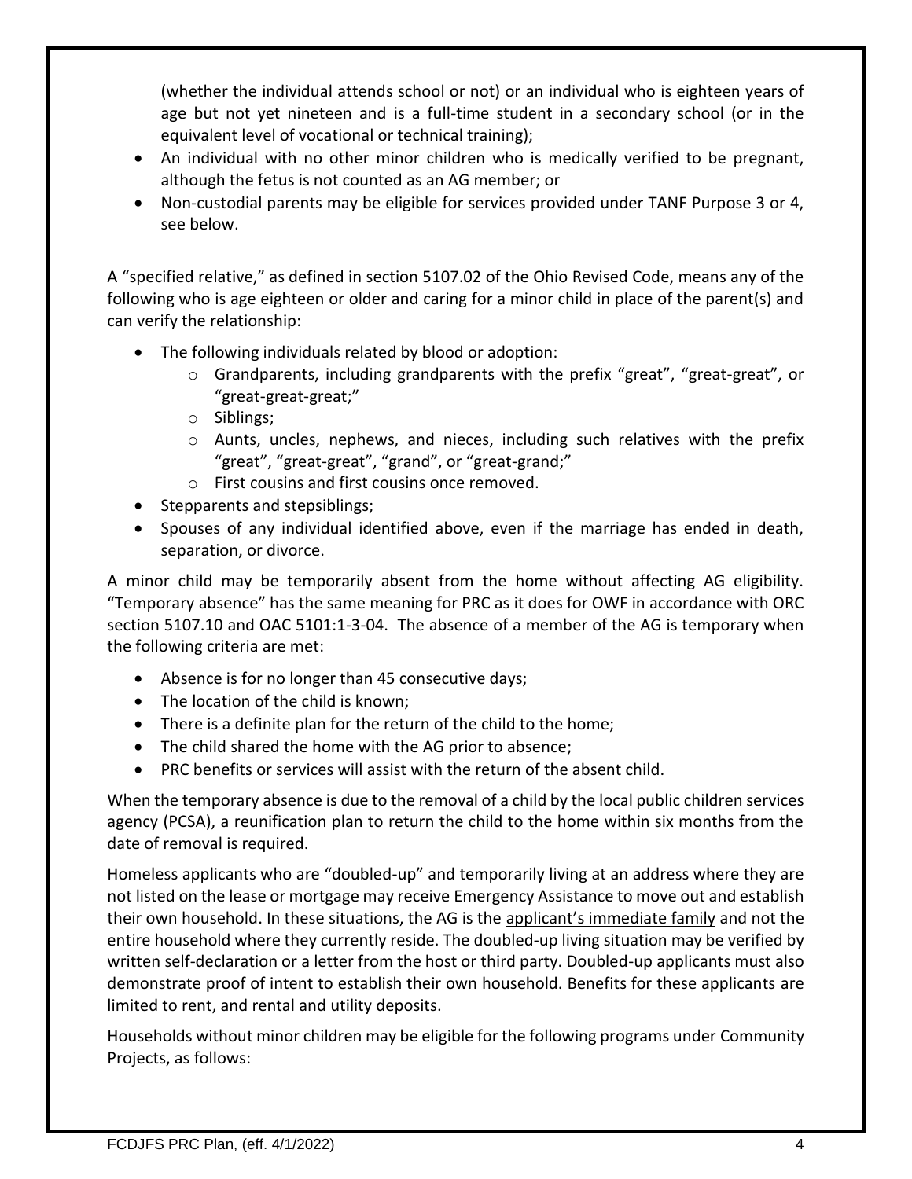(whether the individual attends school or not) or an individual who is eighteen years of age but not yet nineteen and is a full-time student in a secondary school (or in the equivalent level of vocational or technical training);

- An individual with no other minor children who is medically verified to be pregnant, although the fetus is not counted as an AG member; or
- Non-custodial parents may be eligible for services provided under TANF Purpose 3 or 4, see below.

A "specified relative," as defined in section 5107.02 of the Ohio Revised Code, means any of the following who is age eighteen or older and caring for a minor child in place of the parent(s) and can verify the relationship:

- The following individuals related by blood or adoption:
  - Grandparents, including grandparents with the prefix "great", "great-great", or "great-great-great;"
  - Siblings;
  - Aunts, uncles, nephews, and nieces, including such relatives with the prefix "great", "great-great", "grand", or "great-grand;"
  - First cousins and first cousins once removed.
- Stepparents and stepsiblings;
- Spouses of any individual identified above, even if the marriage has ended in death, separation, or divorce.

A minor child may be temporarily absent from the home without affecting AG eligibility. "Temporary absence" has the same meaning for PRC as it does for OWF in accordance with ORC section 5107.10 and OAC 5101:1-3-04. The absence of a member of the AG is temporary when the following criteria are met:

- Absence is for no longer than 45 consecutive days;
- The location of the child is known;
- There is a definite plan for the return of the child to the home;
- The child shared the home with the AG prior to absence;
- PRC benefits or services will assist with the return of the absent child.

When the temporary absence is due to the removal of a child by the local public children services agency (PCSA), a reunification plan to return the child to the home within six months from the date of removal is required.

Homeless applicants who are "doubled-up" and temporarily living at an address where they are not listed on the lease or mortgage may receive Emergency Assistance to move out and establish their own household. In these situations, the AG is the applicant's immediate family and not the entire household where they currently reside. The doubled-up living situation may be verified by written self-declaration or a letter from the host or third party. Doubled-up applicants must also demonstrate proof of intent to establish their own household. Benefits for these applicants are limited to rent, and rental and utility deposits.

Households without minor children may be eligible for the following programs under Community Projects, as follows: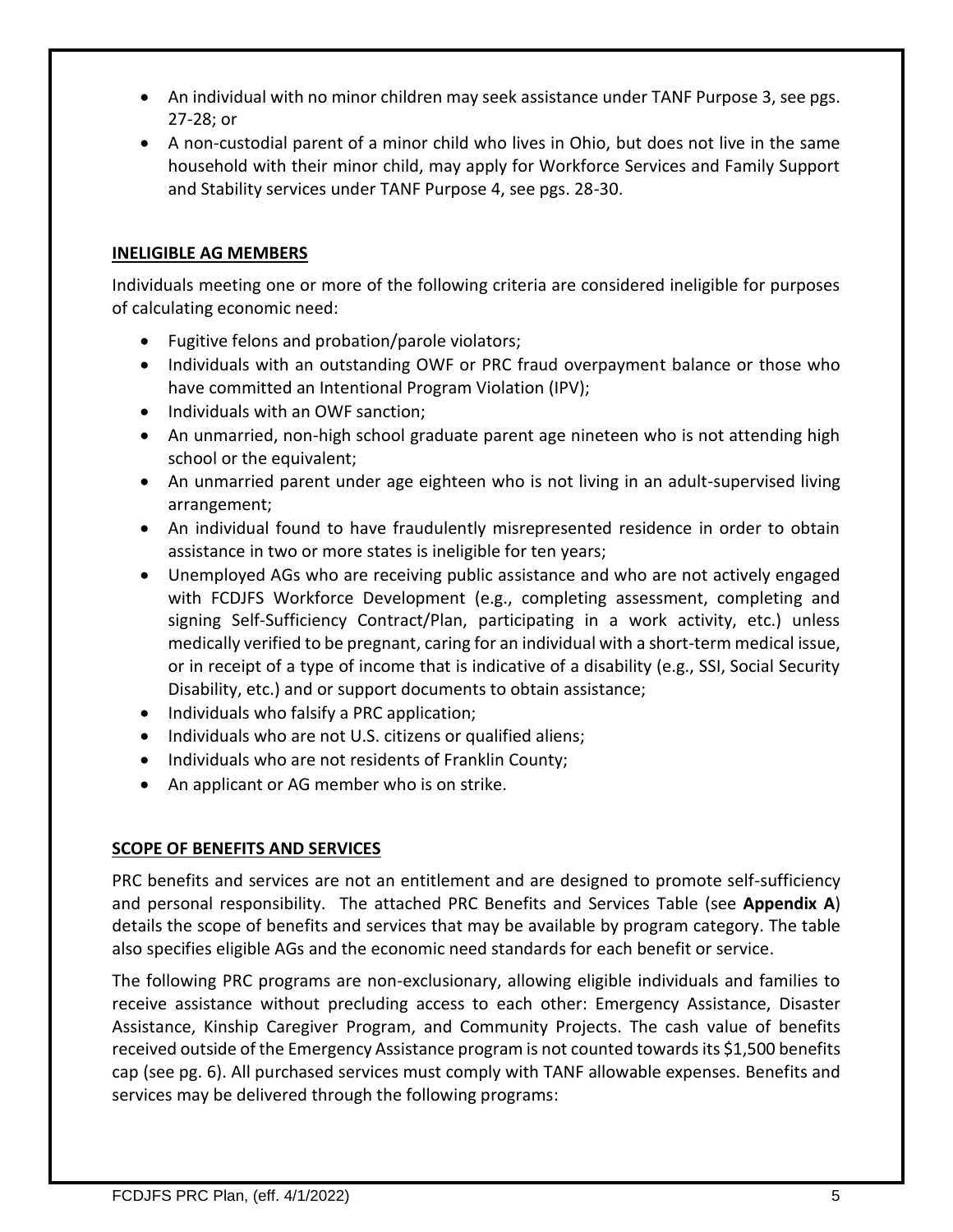- An individual with no minor children may seek assistance under TANF Purpose 3, see pgs. 27-28; or
- A non-custodial parent of a minor child who lives in Ohio, but does not live in the same household with their minor child, may apply for Workforce Services and Family Support and Stability services under TANF Purpose 4, see pgs. 28-30.

## INELIGIBLE AG MEMBERS

Individuals meeting one or more of the following criteria are considered ineligible for purposes of calculating economic need:

- Fugitive felons and probation/parole violators;
- Individuals with an outstanding OWF or PRC fraud overpayment balance or those who have committed an Intentional Program Violation (IPV);
- Individuals with an OWF sanction;
- An unmarried, non-high school graduate parent age nineteen who is not attending high school or the equivalent;
- An unmarried parent under age eighteen who is not living in an adult-supervised living arrangement;
- An individual found to have fraudulently misrepresented residence in order to obtain assistance in two or more states is ineligible for ten years;
- Unemployed AGs who are receiving public assistance and who are not actively engaged with FCDJFS Workforce Development (e.g., completing assessment, completing and signing Self-Sufficiency Contract/Plan, participating in a work activity, etc.) unless medically verified to be pregnant, caring for an individual with a short-term medical issue, or in receipt of a type of income that is indicative of a disability (e.g., SSI, Social Security Disability, etc.) and or support documents to obtain assistance;
- Individuals who falsify a PRC application;
- Individuals who are not U.S. citizens or qualified aliens;
- Individuals who are not residents of Franklin County;
- An applicant or AG member who is on strike.

## SCOPE OF BENEFITS AND SERVICES

PRC benefits and services are not an entitlement and are designed to promote self-sufficiency and personal responsibility. The attached PRC Benefits and Services Table (see **Appendix A**) details the scope of benefits and services that may be available by program category. The table also specifies eligible AGs and the economic need standards for each benefit or service.

The following PRC programs are non-exclusionary, allowing eligible individuals and families to receive assistance without precluding access to each other: Emergency Assistance, Disaster Assistance, Kinship Caregiver Program, and Community Projects. The cash value of benefits received outside of the Emergency Assistance program is not counted towards its $1,500 benefits cap (see pg. 6). All purchased services must comply with TANF allowable expenses. Benefits and services may be delivered through the following programs: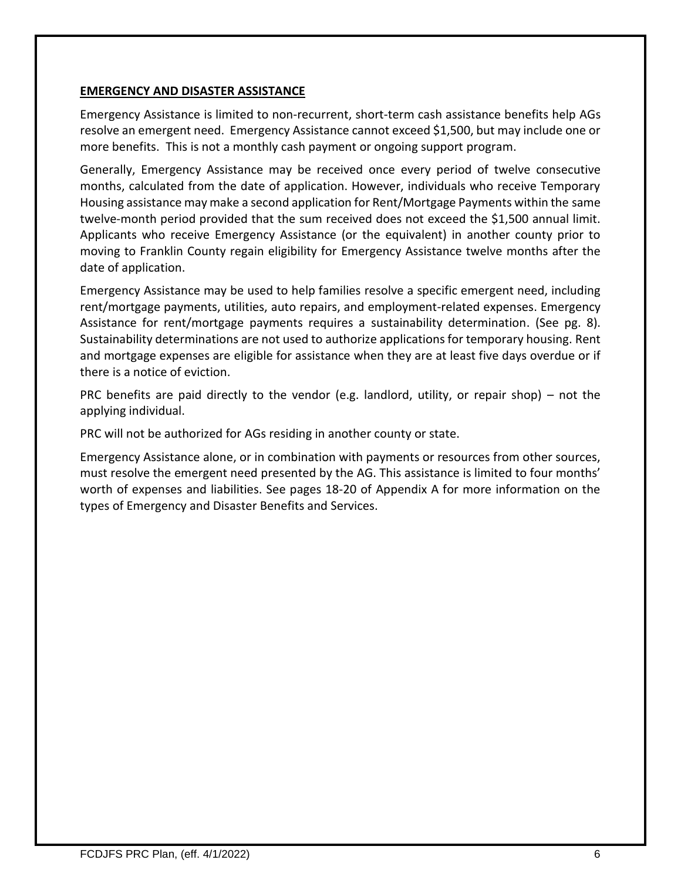**EMERGENCY AND DISASTER ASSISTANCE**

Emergency Assistance is limited to non-recurrent, short-term cash assistance benefits help AGs resolve an emergent need. Emergency Assistance cannot exceed $1,500, but may include one or more benefits. This is not a monthly cash payment or ongoing support program.

Generally, Emergency Assistance may be received once every period of twelve consecutive months, calculated from the date of application. However, individuals who receive Temporary Housing assistance may make a second application for Rent/Mortgage Payments within the same twelve-month period provided that the sum received does not exceed the $1,500 annual limit. Applicants who receive Emergency Assistance (or the equivalent) in another county prior to moving to Franklin County regain eligibility for Emergency Assistance twelve months after the date of application.

Emergency Assistance may be used to help families resolve a specific emergent need, including rent/mortgage payments, utilities, auto repairs, and employment-related expenses. Emergency Assistance for rent/mortgage payments requires a sustainability determination. (See pg. 8). Sustainability determinations are not used to authorize applications for temporary housing. Rent and mortgage expenses are eligible for assistance when they are at least five days overdue or if there is a notice of eviction.

PRC benefits are paid directly to the vendor (e.g. landlord, utility, or repair shop) – not the applying individual.

PRC will not be authorized for AGs residing in another county or state.

Emergency Assistance alone, or in combination with payments or resources from other sources, must resolve the emergent need presented by the AG. This assistance is limited to four months' worth of expenses and liabilities. See pages 18-20 of Appendix A for more information on the types of Emergency and Disaster Benefits and Services.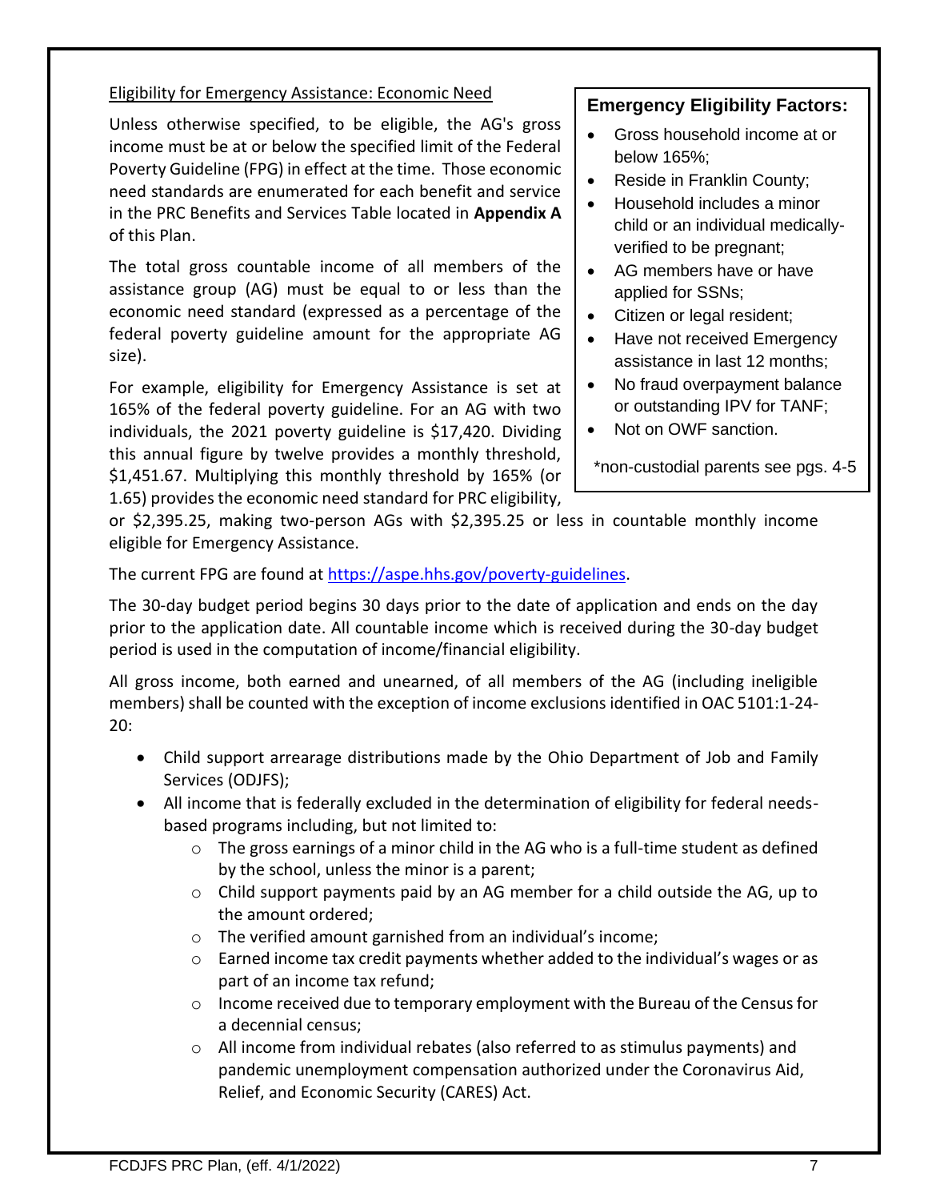## Eligibility for Emergency Assistance: Economic Need

> **Emergency Eligibility Factors:**
>
> - Gross household income at or below 165%;
> - Reside in Franklin County;
> - Household includes a minor child or an individual medically-verified to be pregnant;
> - AG members have or have applied for SSNs;
> - Citizen or legal resident;
> - Have not received Emergency assistance in last 12 months;
> - No fraud overpayment balance or outstanding IPV for TANF;
> - Not on OWF sanction.
>
> *non-custodial parents see pgs. 4-5

Unless otherwise specified, to be eligible, the AG's gross income must be at or below the specified limit of the Federal Poverty Guideline (FPG) in effect at the time. Those economic need standards are enumerated for each benefit and service in the PRC Benefits and Services Table located in **Appendix A** of this Plan.

The total gross countable income of all members of the assistance group (AG) must be equal to or less than the economic need standard (expressed as a percentage of the federal poverty guideline amount for the appropriate AG size).

For example, eligibility for Emergency Assistance is set at 165% of the federal poverty guideline. For an AG with two individuals, the 2021 poverty guideline is $17,420. Dividing this annual figure by twelve provides a monthly threshold, $1,451.67. Multiplying this monthly threshold by 165% (or 1.65) provides the economic need standard for PRC eligibility, or $2,395.25, making two-person AGs with $2,395.25 or less in countable monthly income eligible for Emergency Assistance.

The current FPG are found at https://aspe.hhs.gov/poverty-guidelines.

The 30-day budget period begins 30 days prior to the date of application and ends on the day prior to the application date. All countable income which is received during the 30-day budget period is used in the computation of income/financial eligibility.

All gross income, both earned and unearned, of all members of the AG (including ineligible members) shall be counted with the exception of income exclusions identified in OAC 5101:1-24-20:

- Child support arrearage distributions made by the Ohio Department of Job and Family Services (ODJFS);
- All income that is federally excluded in the determination of eligibility for federal needs-based programs including, but not limited to:
  - The gross earnings of a minor child in the AG who is a full-time student as defined by the school, unless the minor is a parent;
  - Child support payments paid by an AG member for a child outside the AG, up to the amount ordered;
  - The verified amount garnished from an individual's income;
  - Earned income tax credit payments whether added to the individual's wages or as part of an income tax refund;
  - Income received due to temporary employment with the Bureau of the Census for a decennial census;
  - All income from individual rebates (also referred to as stimulus payments) and pandemic unemployment compensation authorized under the Coronavirus Aid, Relief, and Economic Security (CARES) Act.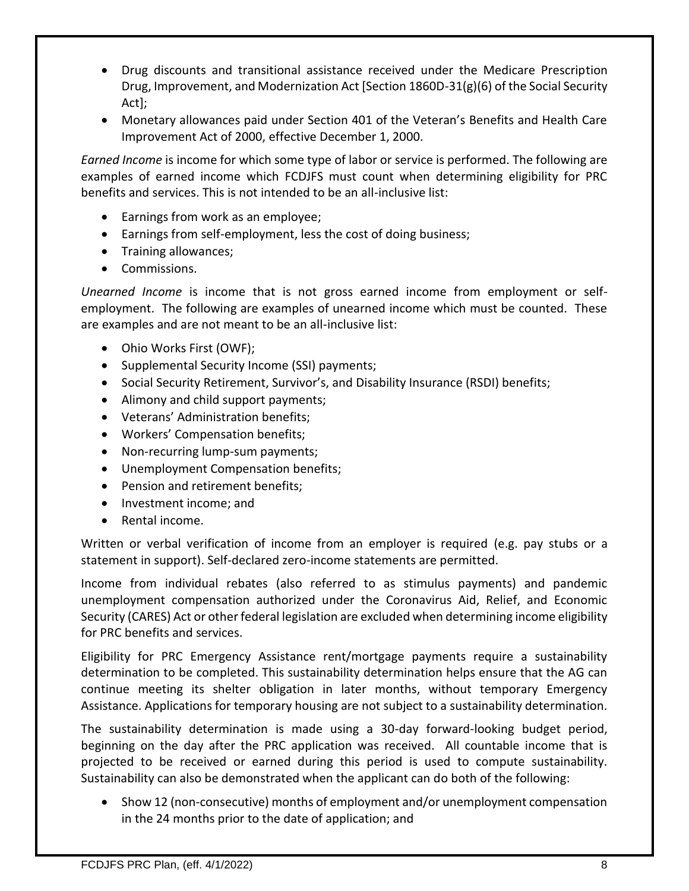- Drug discounts and transitional assistance received under the Medicare Prescription Drug, Improvement, and Modernization Act [Section 1860D-31(g)(6) of the Social Security Act];
- Monetary allowances paid under Section 401 of the Veteran's Benefits and Health Care Improvement Act of 2000, effective December 1, 2000.

*Earned Income* is income for which some type of labor or service is performed. The following are examples of earned income which FCDJFS must count when determining eligibility for PRC benefits and services. This is not intended to be an all-inclusive list:

- Earnings from work as an employee;
- Earnings from self-employment, less the cost of doing business;
- Training allowances;
- Commissions.

*Unearned Income* is income that is not gross earned income from employment or self-employment. The following are examples of unearned income which must be counted. These are examples and are not meant to be an all-inclusive list:

- Ohio Works First (OWF);
- Supplemental Security Income (SSI) payments;
- Social Security Retirement, Survivor's, and Disability Insurance (RSDI) benefits;
- Alimony and child support payments;
- Veterans' Administration benefits;
- Workers' Compensation benefits;
- Non-recurring lump-sum payments;
- Unemployment Compensation benefits;
- Pension and retirement benefits;
- Investment income; and
- Rental income.

Written or verbal verification of income from an employer is required (e.g. pay stubs or a statement in support). Self-declared zero-income statements are permitted.

Income from individual rebates (also referred to as stimulus payments) and pandemic unemployment compensation authorized under the Coronavirus Aid, Relief, and Economic Security (CARES) Act or other federal legislation are excluded when determining income eligibility for PRC benefits and services.

Eligibility for PRC Emergency Assistance rent/mortgage payments require a sustainability determination to be completed. This sustainability determination helps ensure that the AG can continue meeting its shelter obligation in later months, without temporary Emergency Assistance. Applications for temporary housing are not subject to a sustainability determination.

The sustainability determination is made using a 30-day forward-looking budget period, beginning on the day after the PRC application was received. All countable income that is projected to be received or earned during this period is used to compute sustainability. Sustainability can also be demonstrated when the applicant can do both of the following:

- Show 12 (non-consecutive) months of employment and/or unemployment compensation in the 24 months prior to the date of application; and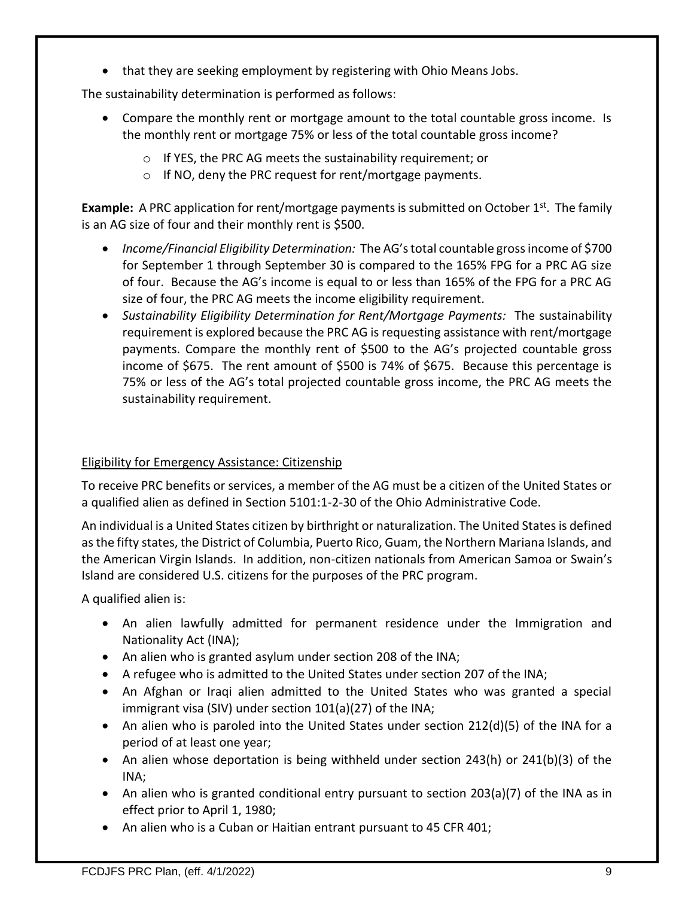- that they are seeking employment by registering with Ohio Means Jobs.

The sustainability determination is performed as follows:

- Compare the monthly rent or mortgage amount to the total countable gross income. Is the monthly rent or mortgage 75% or less of the total countable gross income?
  - If YES, the PRC AG meets the sustainability requirement; or
  - If NO, deny the PRC request for rent/mortgage payments.

**Example:** A PRC application for rent/mortgage payments is submitted on October 1st. The family is an AG size of four and their monthly rent is $500.

- *Income/Financial Eligibility Determination:* The AG's total countable gross income of $700 for September 1 through September 30 is compared to the 165% FPG for a PRC AG size of four. Because the AG's income is equal to or less than 165% of the FPG for a PRC AG size of four, the PRC AG meets the income eligibility requirement.
- *Sustainability Eligibility Determination for Rent/Mortgage Payments:* The sustainability requirement is explored because the PRC AG is requesting assistance with rent/mortgage payments. Compare the monthly rent of $500 to the AG's projected countable gross income of $675. The rent amount of $500 is 74% of $675. Because this percentage is 75% or less of the AG's total projected countable gross income, the PRC AG meets the sustainability requirement.

Eligibility for Emergency Assistance: Citizenship

To receive PRC benefits or services, a member of the AG must be a citizen of the United States or a qualified alien as defined in Section 5101:1-2-30 of the Ohio Administrative Code.

An individual is a United States citizen by birthright or naturalization. The United States is defined as the fifty states, the District of Columbia, Puerto Rico, Guam, the Northern Mariana Islands, and the American Virgin Islands. In addition, non-citizen nationals from American Samoa or Swain's Island are considered U.S. citizens for the purposes of the PRC program.

A qualified alien is:

- An alien lawfully admitted for permanent residence under the Immigration and Nationality Act (INA);
- An alien who is granted asylum under section 208 of the INA;
- A refugee who is admitted to the United States under section 207 of the INA;
- An Afghan or Iraqi alien admitted to the United States who was granted a special immigrant visa (SIV) under section 101(a)(27) of the INA;
- An alien who is paroled into the United States under section 212(d)(5) of the INA for a period of at least one year;
- An alien whose deportation is being withheld under section 243(h) or 241(b)(3) of the INA;
- An alien who is granted conditional entry pursuant to section 203(a)(7) of the INA as in effect prior to April 1, 1980;
- An alien who is a Cuban or Haitian entrant pursuant to 45 CFR 401;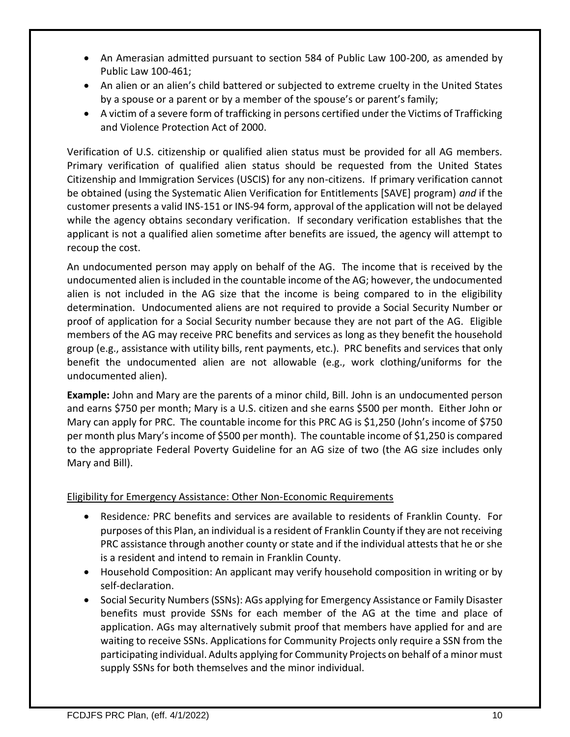- An Amerasian admitted pursuant to section 584 of Public Law 100-200, as amended by Public Law 100-461;
- An alien or an alien's child battered or subjected to extreme cruelty in the United States by a spouse or a parent or by a member of the spouse's or parent's family;
- A victim of a severe form of trafficking in persons certified under the Victims of Trafficking and Violence Protection Act of 2000.

Verification of U.S. citizenship or qualified alien status must be provided for all AG members. Primary verification of qualified alien status should be requested from the United States Citizenship and Immigration Services (USCIS) for any non-citizens. If primary verification cannot be obtained (using the Systematic Alien Verification for Entitlements [SAVE] program) *and* if the customer presents a valid INS-151 or INS-94 form, approval of the application will not be delayed while the agency obtains secondary verification. If secondary verification establishes that the applicant is not a qualified alien sometime after benefits are issued, the agency will attempt to recoup the cost.

An undocumented person may apply on behalf of the AG. The income that is received by the undocumented alien is included in the countable income of the AG; however, the undocumented alien is not included in the AG size that the income is being compared to in the eligibility determination. Undocumented aliens are not required to provide a Social Security Number or proof of application for a Social Security number because they are not part of the AG. Eligible members of the AG may receive PRC benefits and services as long as they benefit the household group (e.g., assistance with utility bills, rent payments, etc.). PRC benefits and services that only benefit the undocumented alien are not allowable (e.g., work clothing/uniforms for the undocumented alien).

**Example:** John and Mary are the parents of a minor child, Bill. John is an undocumented person and earns $750 per month; Mary is a U.S. citizen and she earns $500 per month. Either John or Mary can apply for PRC. The countable income for this PRC AG is $1,250 (John's income of $750 per month plus Mary's income of $500 per month). The countable income of $1,250 is compared to the appropriate Federal Poverty Guideline for an AG size of two (the AG size includes only Mary and Bill).

Eligibility for Emergency Assistance: Other Non-Economic Requirements

- Residence*:* PRC benefits and services are available to residents of Franklin County. For purposes of this Plan, an individual is a resident of Franklin County if they are not receiving PRC assistance through another county or state and if the individual attests that he or she is a resident and intend to remain in Franklin County.
- Household Composition: An applicant may verify household composition in writing or by self-declaration.
- Social Security Numbers (SSNs): AGs applying for Emergency Assistance or Family Disaster benefits must provide SSNs for each member of the AG at the time and place of application. AGs may alternatively submit proof that members have applied for and are waiting to receive SSNs. Applications for Community Projects only require a SSN from the participating individual. Adults applying for Community Projects on behalf of a minor must supply SSNs for both themselves and the minor individual.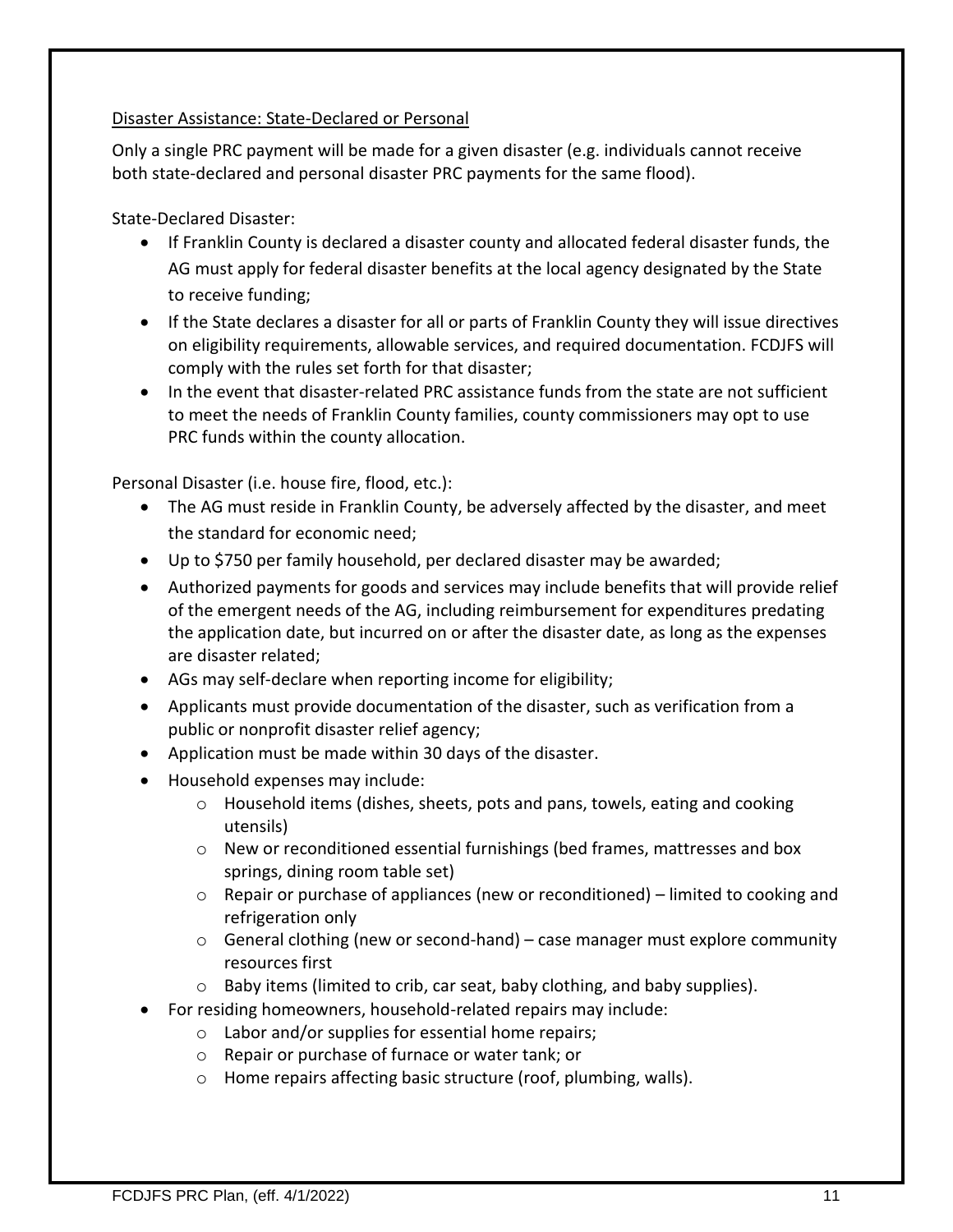Disaster Assistance: State-Declared or Personal

Only a single PRC payment will be made for a given disaster (e.g. individuals cannot receive both state-declared and personal disaster PRC payments for the same flood).

State-Declared Disaster:

- If Franklin County is declared a disaster county and allocated federal disaster funds, the AG must apply for federal disaster benefits at the local agency designated by the State to receive funding;
- If the State declares a disaster for all or parts of Franklin County they will issue directives on eligibility requirements, allowable services, and required documentation. FCDJFS will comply with the rules set forth for that disaster;
- In the event that disaster-related PRC assistance funds from the state are not sufficient to meet the needs of Franklin County families, county commissioners may opt to use PRC funds within the county allocation.

Personal Disaster (i.e. house fire, flood, etc.):

- The AG must reside in Franklin County, be adversely affected by the disaster, and meet the standard for economic need;
- Up to $750 per family household, per declared disaster may be awarded;
- Authorized payments for goods and services may include benefits that will provide relief of the emergent needs of the AG, including reimbursement for expenditures predating the application date, but incurred on or after the disaster date, as long as the expenses are disaster related;
- AGs may self-declare when reporting income for eligibility;
- Applicants must provide documentation of the disaster, such as verification from a public or nonprofit disaster relief agency;
- Application must be made within 30 days of the disaster.
- Household expenses may include:
  - Household items (dishes, sheets, pots and pans, towels, eating and cooking utensils)
  - New or reconditioned essential furnishings (bed frames, mattresses and box springs, dining room table set)
  - Repair or purchase of appliances (new or reconditioned) – limited to cooking and refrigeration only
  - General clothing (new or second-hand) – case manager must explore community resources first
  - Baby items (limited to crib, car seat, baby clothing, and baby supplies).
- For residing homeowners, household-related repairs may include:
  - Labor and/or supplies for essential home repairs;
  - Repair or purchase of furnace or water tank; or
  - Home repairs affecting basic structure (roof, plumbing, walls).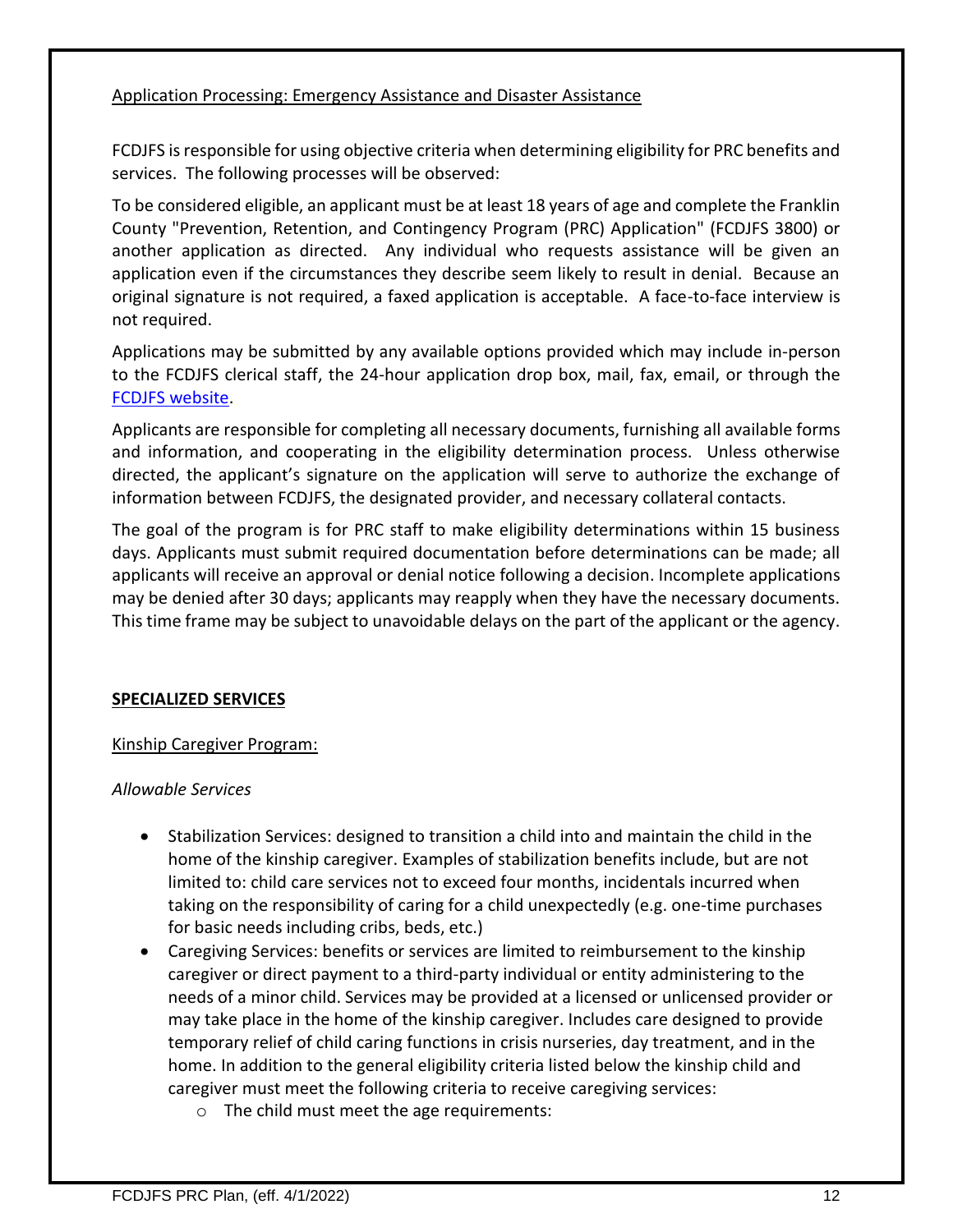Application Processing: Emergency Assistance and Disaster Assistance

FCDJFS is responsible for using objective criteria when determining eligibility for PRC benefits and services. The following processes will be observed:

To be considered eligible, an applicant must be at least 18 years of age and complete the Franklin County "Prevention, Retention, and Contingency Program (PRC) Application" (FCDJFS 3800) or another application as directed. Any individual who requests assistance will be given an application even if the circumstances they describe seem likely to result in denial. Because an original signature is not required, a faxed application is acceptable. A face-to-face interview is not required.

Applications may be submitted by any available options provided which may include in-person to the FCDJFS clerical staff, the 24-hour application drop box, mail, fax, email, or through the FCDJFS website.

Applicants are responsible for completing all necessary documents, furnishing all available forms and information, and cooperating in the eligibility determination process. Unless otherwise directed, the applicant's signature on the application will serve to authorize the exchange of information between FCDJFS, the designated provider, and necessary collateral contacts.

The goal of the program is for PRC staff to make eligibility determinations within 15 business days. Applicants must submit required documentation before determinations can be made; all applicants will receive an approval or denial notice following a decision. Incomplete applications may be denied after 30 days; applicants may reapply when they have the necessary documents. This time frame may be subject to unavoidable delays on the part of the applicant or the agency.

## SPECIALIZED SERVICES

### Kinship Caregiver Program:

*Allowable Services*

- Stabilization Services: designed to transition a child into and maintain the child in the home of the kinship caregiver. Examples of stabilization benefits include, but are not limited to: child care services not to exceed four months, incidentals incurred when taking on the responsibility of caring for a child unexpectedly (e.g. one-time purchases for basic needs including cribs, beds, etc.)
- Caregiving Services: benefits or services are limited to reimbursement to the kinship caregiver or direct payment to a third-party individual or entity administering to the needs of a minor child. Services may be provided at a licensed or unlicensed provider or may take place in the home of the kinship caregiver. Includes care designed to provide temporary relief of child caring functions in crisis nurseries, day treatment, and in the home. In addition to the general eligibility criteria listed below the kinship child and caregiver must meet the following criteria to receive caregiving services:
  - The child must meet the age requirements: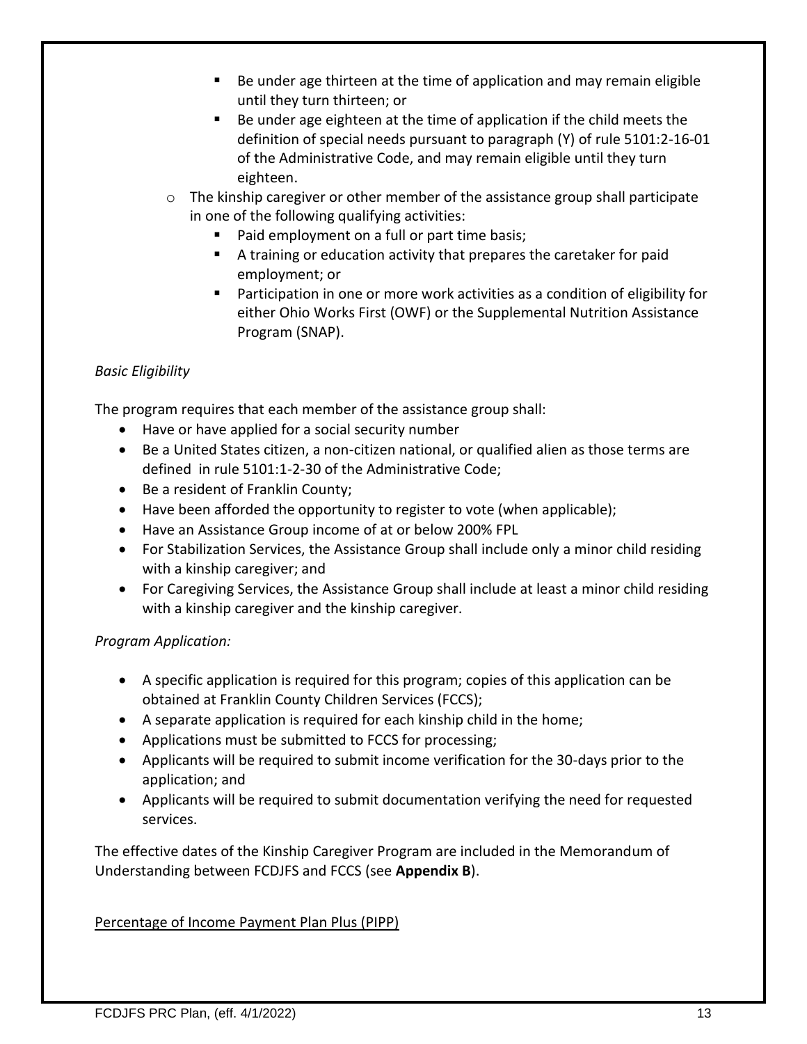- Be under age thirteen at the time of application and may remain eligible until they turn thirteen; or
        - Be under age eighteen at the time of application if the child meets the definition of special needs pursuant to paragraph (Y) of rule 5101:2-16-01 of the Administrative Code, and may remain eligible until they turn eighteen.
    - The kinship caregiver or other member of the assistance group shall participate in one of the following qualifying activities:
        - Paid employment on a full or part time basis;
        - A training or education activity that prepares the caretaker for paid employment; or
        - Participation in one or more work activities as a condition of eligibility for either Ohio Works First (OWF) or the Supplemental Nutrition Assistance Program (SNAP).

*Basic Eligibility*

The program requires that each member of the assistance group shall:

- Have or have applied for a social security number
- Be a United States citizen, a non-citizen national, or qualified alien as those terms are defined in rule 5101:1-2-30 of the Administrative Code;
- Be a resident of Franklin County;
- Have been afforded the opportunity to register to vote (when applicable);
- Have an Assistance Group income of at or below 200% FPL
- For Stabilization Services, the Assistance Group shall include only a minor child residing with a kinship caregiver; and
- For Caregiving Services, the Assistance Group shall include at least a minor child residing with a kinship caregiver and the kinship caregiver.

*Program Application:*

- A specific application is required for this program; copies of this application can be obtained at Franklin County Children Services (FCCS);
- A separate application is required for each kinship child in the home;
- Applications must be submitted to FCCS for processing;
- Applicants will be required to submit income verification for the 30-days prior to the application; and
- Applicants will be required to submit documentation verifying the need for requested services.

The effective dates of the Kinship Caregiver Program are included in the Memorandum of Understanding between FCDJFS and FCCS (see **Appendix B**).

<u>Percentage of Income Payment Plan Plus (PIPP)</u>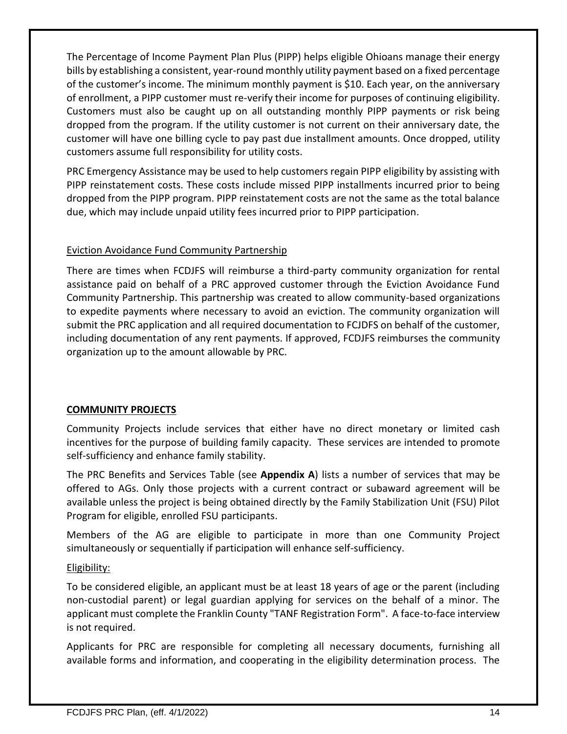The Percentage of Income Payment Plan Plus (PIPP) helps eligible Ohioans manage their energy bills by establishing a consistent, year-round monthly utility payment based on a fixed percentage of the customer's income. The minimum monthly payment is $10. Each year, on the anniversary of enrollment, a PIPP customer must re-verify their income for purposes of continuing eligibility. Customers must also be caught up on all outstanding monthly PIPP payments or risk being dropped from the program. If the utility customer is not current on their anniversary date, the customer will have one billing cycle to pay past due installment amounts. Once dropped, utility customers assume full responsibility for utility costs.

PRC Emergency Assistance may be used to help customers regain PIPP eligibility by assisting with PIPP reinstatement costs. These costs include missed PIPP installments incurred prior to being dropped from the PIPP program. PIPP reinstatement costs are not the same as the total balance due, which may include unpaid utility fees incurred prior to PIPP participation.

Eviction Avoidance Fund Community Partnership

There are times when FCDJFS will reimburse a third-party community organization for rental assistance paid on behalf of a PRC approved customer through the Eviction Avoidance Fund Community Partnership. This partnership was created to allow community-based organizations to expedite payments where necessary to avoid an eviction. The community organization will submit the PRC application and all required documentation to FCJDFS on behalf of the customer, including documentation of any rent payments. If approved, FCDJFS reimburses the community organization up to the amount allowable by PRC.

## COMMUNITY PROJECTS

Community Projects include services that either have no direct monetary or limited cash incentives for the purpose of building family capacity. These services are intended to promote self-sufficiency and enhance family stability.

The PRC Benefits and Services Table (see **Appendix A**) lists a number of services that may be offered to AGs. Only those projects with a current contract or subaward agreement will be available unless the project is being obtained directly by the Family Stabilization Unit (FSU) Pilot Program for eligible, enrolled FSU participants.

Members of the AG are eligible to participate in more than one Community Project simultaneously or sequentially if participation will enhance self-sufficiency.

Eligibility:

To be considered eligible, an applicant must be at least 18 years of age or the parent (including non-custodial parent) or legal guardian applying for services on the behalf of a minor. The applicant must complete the Franklin County "TANF Registration Form". A face-to-face interview is not required.

Applicants for PRC are responsible for completing all necessary documents, furnishing all available forms and information, and cooperating in the eligibility determination process. The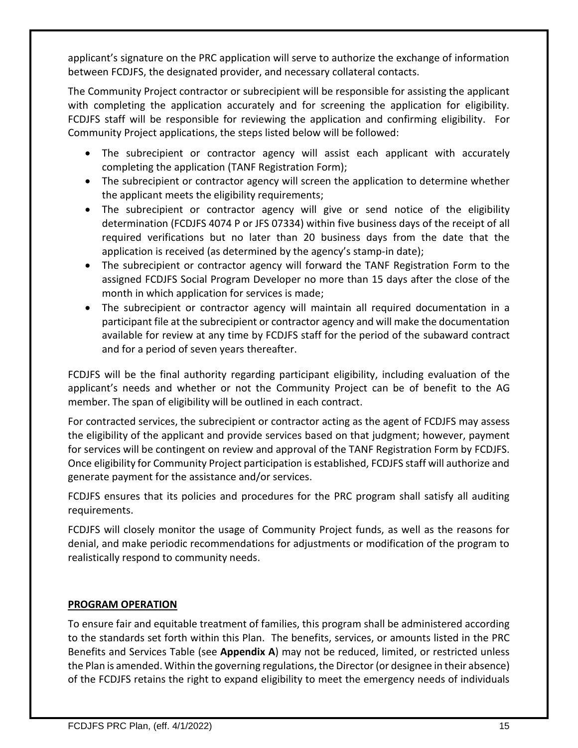applicant's signature on the PRC application will serve to authorize the exchange of information between FCDJFS, the designated provider, and necessary collateral contacts.

The Community Project contractor or subrecipient will be responsible for assisting the applicant with completing the application accurately and for screening the application for eligibility. FCDJFS staff will be responsible for reviewing the application and confirming eligibility. For Community Project applications, the steps listed below will be followed:

- The subrecipient or contractor agency will assist each applicant with accurately completing the application (TANF Registration Form);
- The subrecipient or contractor agency will screen the application to determine whether the applicant meets the eligibility requirements;
- The subrecipient or contractor agency will give or send notice of the eligibility determination (FCDJFS 4074 P or JFS 07334) within five business days of the receipt of all required verifications but no later than 20 business days from the date that the application is received (as determined by the agency's stamp-in date);
- The subrecipient or contractor agency will forward the TANF Registration Form to the assigned FCDJFS Social Program Developer no more than 15 days after the close of the month in which application for services is made;
- The subrecipient or contractor agency will maintain all required documentation in a participant file at the subrecipient or contractor agency and will make the documentation available for review at any time by FCDJFS staff for the period of the subaward contract and for a period of seven years thereafter.

FCDJFS will be the final authority regarding participant eligibility, including evaluation of the applicant's needs and whether or not the Community Project can be of benefit to the AG member. The span of eligibility will be outlined in each contract.

For contracted services, the subrecipient or contractor acting as the agent of FCDJFS may assess the eligibility of the applicant and provide services based on that judgment; however, payment for services will be contingent on review and approval of the TANF Registration Form by FCDJFS. Once eligibility for Community Project participation is established, FCDJFS staff will authorize and generate payment for the assistance and/or services.

FCDJFS ensures that its policies and procedures for the PRC program shall satisfy all auditing requirements.

FCDJFS will closely monitor the usage of Community Project funds, as well as the reasons for denial, and make periodic recommendations for adjustments or modification of the program to realistically respond to community needs.

## PROGRAM OPERATION

To ensure fair and equitable treatment of families, this program shall be administered according to the standards set forth within this Plan. The benefits, services, or amounts listed in the PRC Benefits and Services Table (see **Appendix A**) may not be reduced, limited, or restricted unless the Plan is amended. Within the governing regulations, the Director (or designee in their absence) of the FCDJFS retains the right to expand eligibility to meet the emergency needs of individuals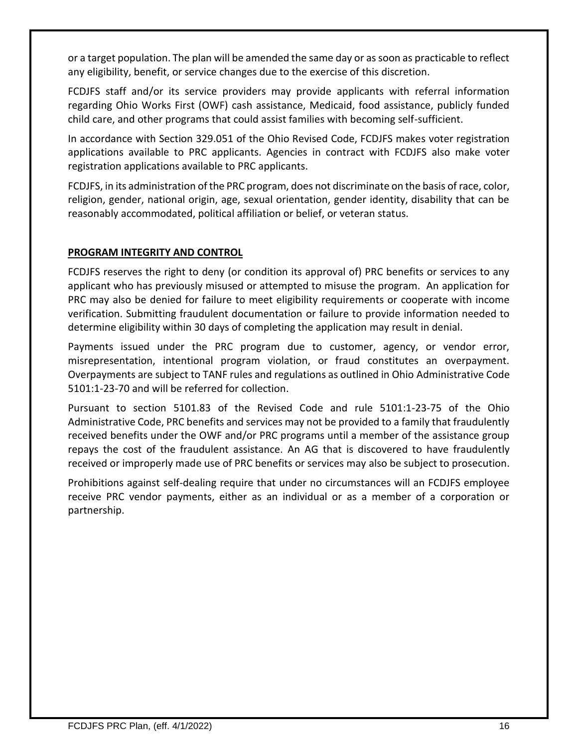or a target population. The plan will be amended the same day or as soon as practicable to reflect any eligibility, benefit, or service changes due to the exercise of this discretion.

FCDJFS staff and/or its service providers may provide applicants with referral information regarding Ohio Works First (OWF) cash assistance, Medicaid, food assistance, publicly funded child care, and other programs that could assist families with becoming self-sufficient.

In accordance with Section 329.051 of the Ohio Revised Code, FCDJFS makes voter registration applications available to PRC applicants. Agencies in contract with FCDJFS also make voter registration applications available to PRC applicants.

FCDJFS, in its administration of the PRC program, does not discriminate on the basis of race, color, religion, gender, national origin, age, sexual orientation, gender identity, disability that can be reasonably accommodated, political affiliation or belief, or veteran status.

## PROGRAM INTEGRITY AND CONTROL

FCDJFS reserves the right to deny (or condition its approval of) PRC benefits or services to any applicant who has previously misused or attempted to misuse the program. An application for PRC may also be denied for failure to meet eligibility requirements or cooperate with income verification. Submitting fraudulent documentation or failure to provide information needed to determine eligibility within 30 days of completing the application may result in denial.

Payments issued under the PRC program due to customer, agency, or vendor error, misrepresentation, intentional program violation, or fraud constitutes an overpayment. Overpayments are subject to TANF rules and regulations as outlined in Ohio Administrative Code 5101:1-23-70 and will be referred for collection.

Pursuant to section 5101.83 of the Revised Code and rule 5101:1-23-75 of the Ohio Administrative Code, PRC benefits and services may not be provided to a family that fraudulently received benefits under the OWF and/or PRC programs until a member of the assistance group repays the cost of the fraudulent assistance. An AG that is discovered to have fraudulently received or improperly made use of PRC benefits or services may also be subject to prosecution.

Prohibitions against self-dealing require that under no circumstances will an FCDJFS employee receive PRC vendor payments, either as an individual or as a member of a corporation or partnership.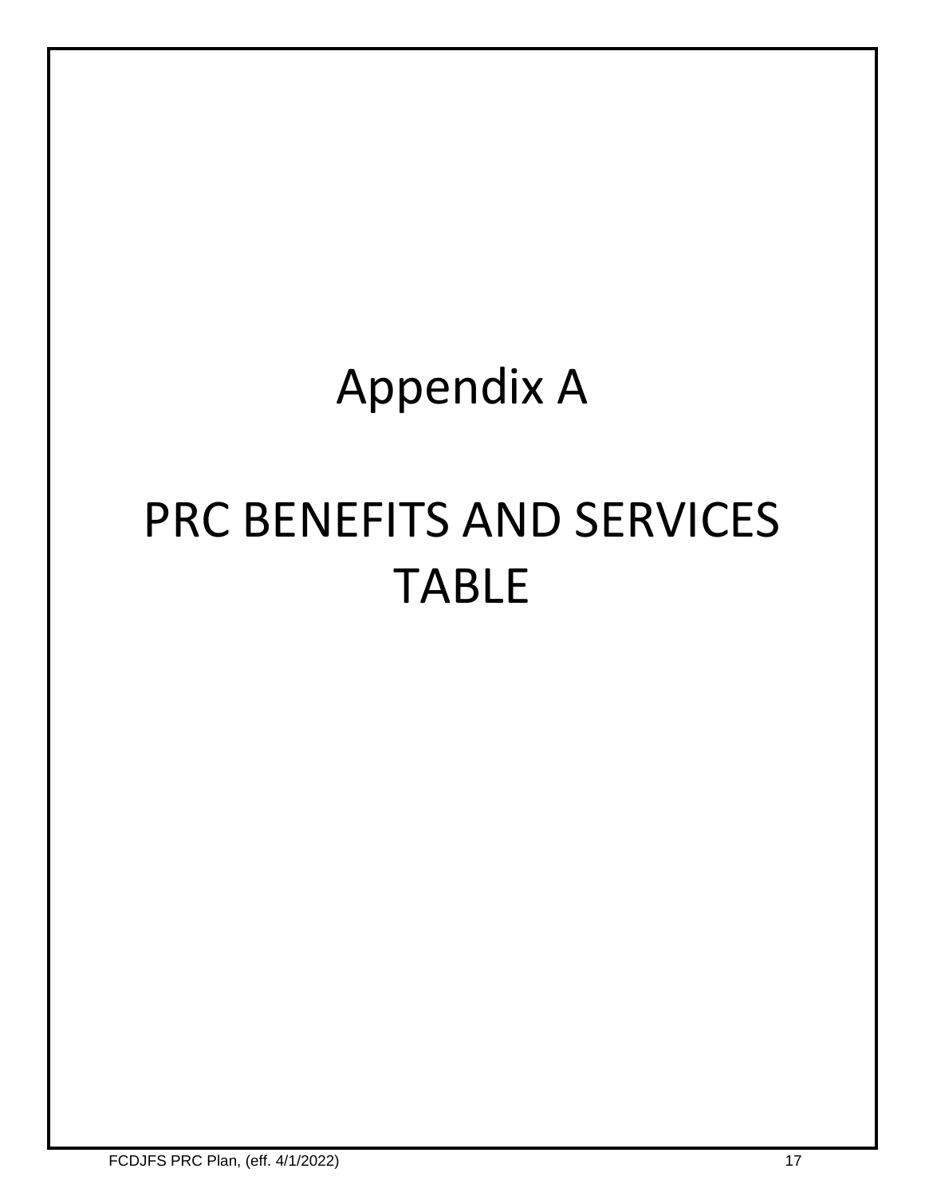# Appendix A

# PRC BENEFITS AND SERVICES TABLE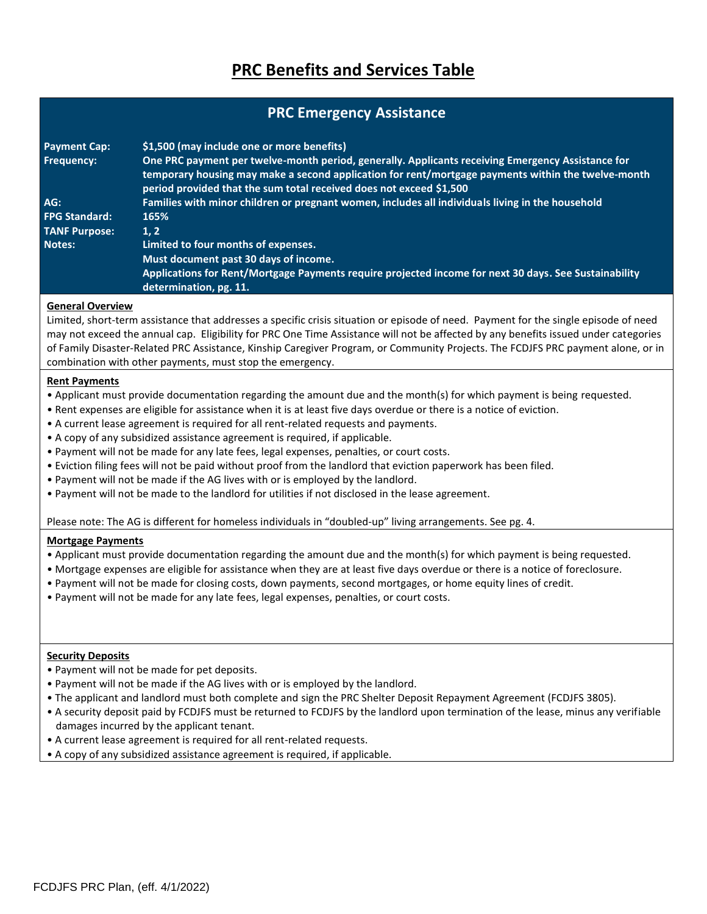# PRC Benefits and Services Table

## PRC Emergency Assistance

| | |
|---|---|
| **Payment Cap:** | **$1,500 (may include one or more benefits)** |
| **Frequency:** | **One PRC payment per twelve-month period, generally. Applicants receiving Emergency Assistance for temporary housing may make a second application for rent/mortgage payments within the twelve-month period provided that the sum total received does not exceed $1,500** |
| **AG:** | **Families with minor children or pregnant women, includes all individuals living in the household** |
| **FPG Standard:** | **165%** |
| **TANF Purpose:** | **1, 2** |
| **Notes:** | **Limited to four months of expenses.** <br> **Must document past 30 days of income.** <br> **Applications for Rent/Mortgage Payments require projected income for next 30 days. See Sustainability determination, pg. 11.** |

### General Overview

Limited, short-term assistance that addresses a specific crisis situation or episode of need. Payment for the single episode of need may not exceed the annual cap. Eligibility for PRC One Time Assistance will not be affected by any benefits issued under categories of Family Disaster-Related PRC Assistance, Kinship Caregiver Program, or Community Projects. The FCDJFS PRC payment alone, or in combination with other payments, must stop the emergency.

### Rent Payments

- Applicant must provide documentation regarding the amount due and the month(s) for which payment is being requested.
- Rent expenses are eligible for assistance when it is at least five days overdue or there is a notice of eviction.
- A current lease agreement is required for all rent-related requests and payments.
- A copy of any subsidized assistance agreement is required, if applicable.
- Payment will not be made for any late fees, legal expenses, penalties, or court costs.
- Eviction filing fees will not be paid without proof from the landlord that eviction paperwork has been filed.
- Payment will not be made if the AG lives with or is employed by the landlord.
- Payment will not be made to the landlord for utilities if not disclosed in the lease agreement.

Please note: The AG is different for homeless individuals in "doubled-up" living arrangements. See pg. 4.

### Mortgage Payments

- Applicant must provide documentation regarding the amount due and the month(s) for which payment is being requested.
- Mortgage expenses are eligible for assistance when they are at least five days overdue or there is a notice of foreclosure.
- Payment will not be made for closing costs, down payments, second mortgages, or home equity lines of credit.
- Payment will not be made for any late fees, legal expenses, penalties, or court costs.

### Security Deposits

- Payment will not be made for pet deposits.
- Payment will not be made if the AG lives with or is employed by the landlord.
- The applicant and landlord must both complete and sign the PRC Shelter Deposit Repayment Agreement (FCDJFS 3805).
- A security deposit paid by FCDJFS must be returned to FCDJFS by the landlord upon termination of the lease, minus any verifiable damages incurred by the applicant tenant.
- A current lease agreement is required for all rent-related requests.
- A copy of any subsidized assistance agreement is required, if applicable.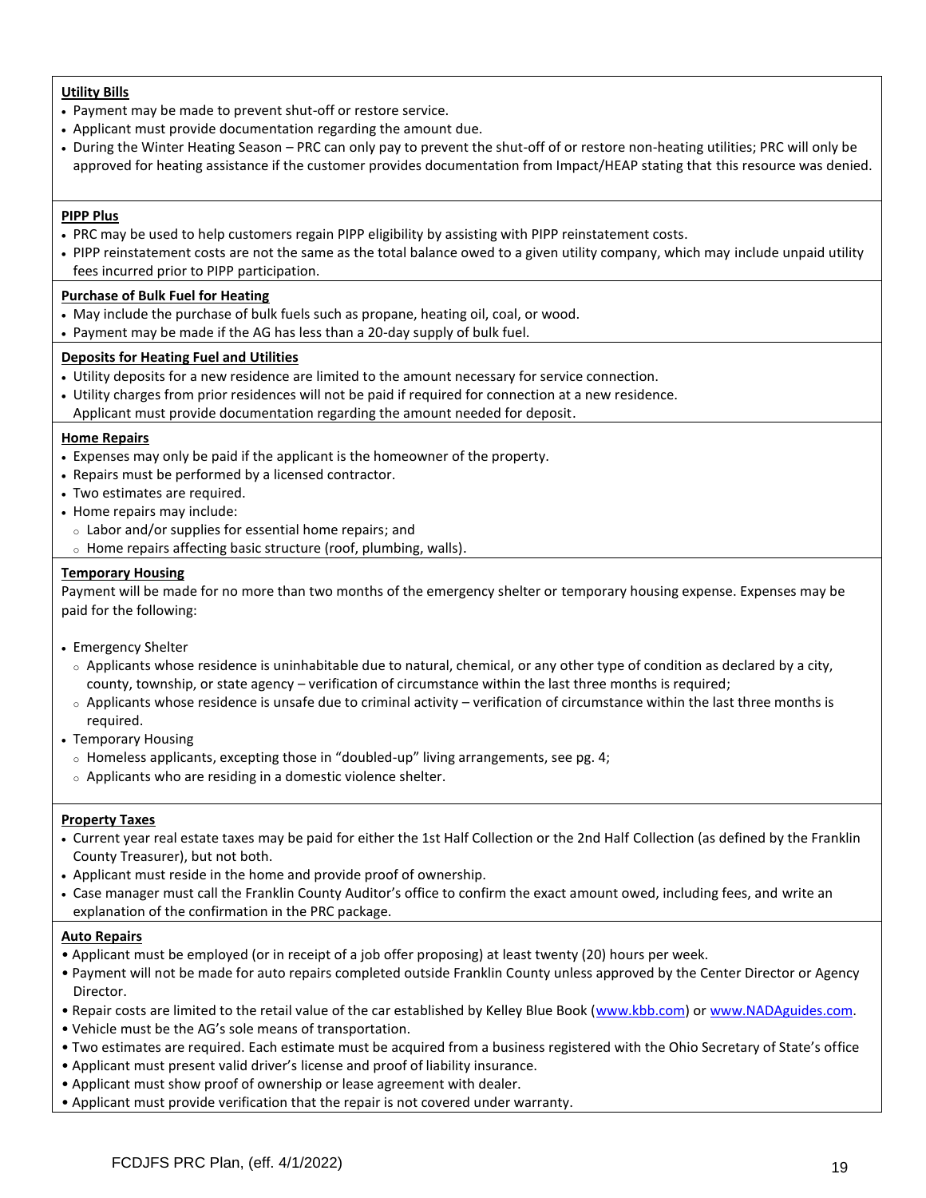**Utility Bills**

- Payment may be made to prevent shut-off or restore service.
- Applicant must provide documentation regarding the amount due.
- During the Winter Heating Season – PRC can only pay to prevent the shut-off of or restore non-heating utilities; PRC will only be approved for heating assistance if the customer provides documentation from Impact/HEAP stating that this resource was denied.

**PIPP Plus**

- PRC may be used to help customers regain PIPP eligibility by assisting with PIPP reinstatement costs.
- PIPP reinstatement costs are not the same as the total balance owed to a given utility company, which may include unpaid utility fees incurred prior to PIPP participation.

**Purchase of Bulk Fuel for Heating**

- May include the purchase of bulk fuels such as propane, heating oil, coal, or wood.
- Payment may be made if the AG has less than a 20-day supply of bulk fuel.

**Deposits for Heating Fuel and Utilities**

- Utility deposits for a new residence are limited to the amount necessary for service connection.
- Utility charges from prior residences will not be paid if required for connection at a new residence. Applicant must provide documentation regarding the amount needed for deposit.

**Home Repairs**

- Expenses may only be paid if the applicant is the homeowner of the property.
- Repairs must be performed by a licensed contractor.
- Two estimates are required.
- Home repairs may include:
  - Labor and/or supplies for essential home repairs; and
  - Home repairs affecting basic structure (roof, plumbing, walls).

**Temporary Housing**

Payment will be made for no more than two months of the emergency shelter or temporary housing expense. Expenses may be paid for the following:

- Emergency Shelter
  - Applicants whose residence is uninhabitable due to natural, chemical, or any other type of condition as declared by a city, county, township, or state agency – verification of circumstance within the last three months is required;
  - Applicants whose residence is unsafe due to criminal activity – verification of circumstance within the last three months is required.
- Temporary Housing
  - Homeless applicants, excepting those in "doubled-up" living arrangements, see pg. 4;
  - Applicants who are residing in a domestic violence shelter.

**Property Taxes**

- Current year real estate taxes may be paid for either the 1st Half Collection or the 2nd Half Collection (as defined by the Franklin County Treasurer), but not both.
- Applicant must reside in the home and provide proof of ownership.
- Case manager must call the Franklin County Auditor's office to confirm the exact amount owed, including fees, and write an explanation of the confirmation in the PRC package.

**Auto Repairs**

- Applicant must be employed (or in receipt of a job offer proposing) at least twenty (20) hours per week.
- Payment will not be made for auto repairs completed outside Franklin County unless approved by the Center Director or Agency Director.
- Repair costs are limited to the retail value of the car established by Kelley Blue Book (www.kbb.com) or www.NADAguides.com.
- Vehicle must be the AG's sole means of transportation.
- Two estimates are required. Each estimate must be acquired from a business registered with the Ohio Secretary of State's office
- Applicant must present valid driver's license and proof of liability insurance.
- Applicant must show proof of ownership or lease agreement with dealer.
- Applicant must provide verification that the repair is not covered under warranty.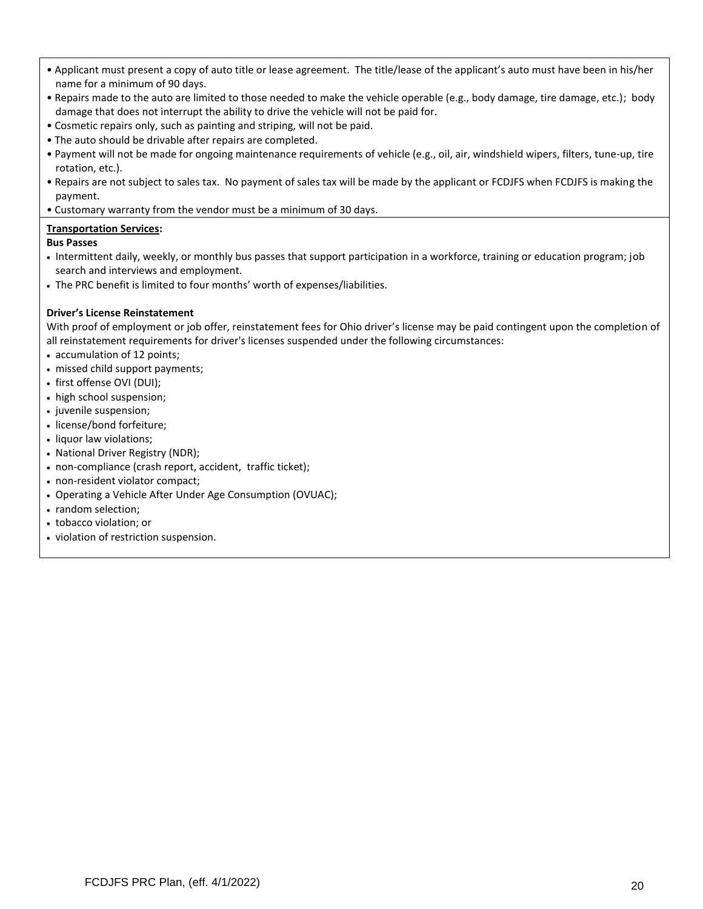- Applicant must present a copy of auto title or lease agreement. The title/lease of the applicant's auto must have been in his/her name for a minimum of 90 days.
- Repairs made to the auto are limited to those needed to make the vehicle operable (e.g., body damage, tire damage, etc.); body damage that does not interrupt the ability to drive the vehicle will not be paid for.
- Cosmetic repairs only, such as painting and striping, will not be paid.
- The auto should be drivable after repairs are completed.
- Payment will not be made for ongoing maintenance requirements of vehicle (e.g., oil, air, windshield wipers, filters, tune-up, tire rotation, etc.).
- Repairs are not subject to sales tax. No payment of sales tax will be made by the applicant or FCDJFS when FCDJFS is making the payment.
- Customary warranty from the vendor must be a minimum of 30 days.

**Transportation Services:**

**Bus Passes**

- Intermittent daily, weekly, or monthly bus passes that support participation in a workforce, training or education program; job search and interviews and employment.
- The PRC benefit is limited to four months' worth of expenses/liabilities.

**Driver's License Reinstatement**

With proof of employment or job offer, reinstatement fees for Ohio driver's license may be paid contingent upon the completion of all reinstatement requirements for driver's licenses suspended under the following circumstances:

- accumulation of 12 points;
- missed child support payments;
- first offense OVI (DUI);
- high school suspension;
- juvenile suspension;
- license/bond forfeiture;
- liquor law violations;
- National Driver Registry (NDR);
- non-compliance (crash report, accident, traffic ticket);
- non-resident violator compact;
- Operating a Vehicle After Under Age Consumption (OVUAC);
- random selection;
- tobacco violation; or
- violation of restriction suspension.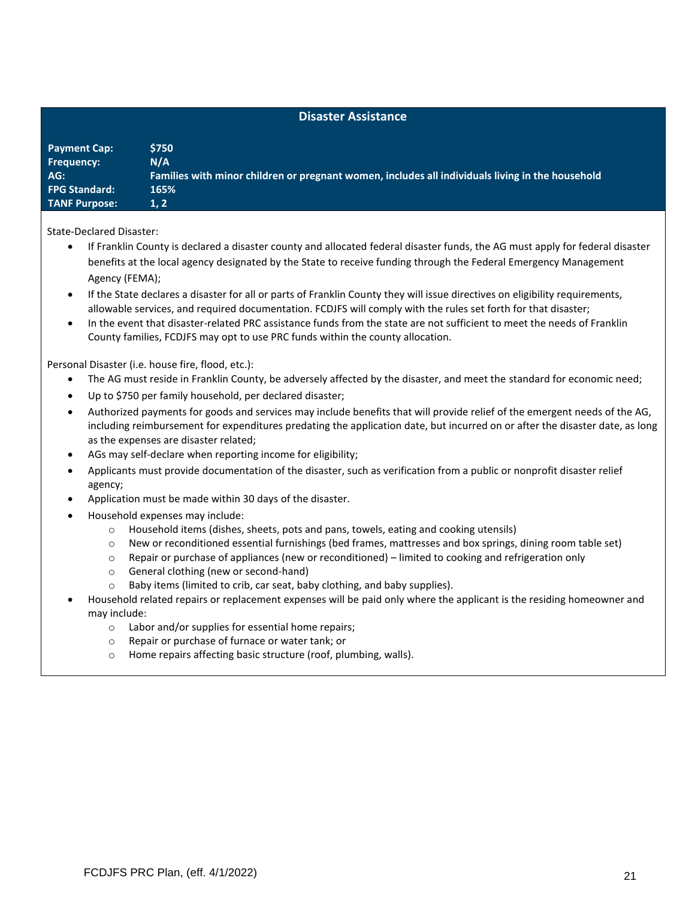## Disaster Assistance

**Payment Cap:** $750
**Frequency:** N/A
**AG:** Families with minor children or pregnant women, includes all individuals living in the household
**FPG Standard:** 165%
**TANF Purpose:** 1, 2

State-Declared Disaster:

- If Franklin County is declared a disaster county and allocated federal disaster funds, the AG must apply for federal disaster benefits at the local agency designated by the State to receive funding through the Federal Emergency Management Agency (FEMA);
- If the State declares a disaster for all or parts of Franklin County they will issue directives on eligibility requirements, allowable services, and required documentation. FCDJFS will comply with the rules set forth for that disaster;
- In the event that disaster-related PRC assistance funds from the state are not sufficient to meet the needs of Franklin County families, FCDJFS may opt to use PRC funds within the county allocation.

Personal Disaster (i.e. house fire, flood, etc.):

- The AG must reside in Franklin County, be adversely affected by the disaster, and meet the standard for economic need;
- Up to $750 per family household, per declared disaster;
- Authorized payments for goods and services may include benefits that will provide relief of the emergent needs of the AG, including reimbursement for expenditures predating the application date, but incurred on or after the disaster date, as long as the expenses are disaster related;
- AGs may self-declare when reporting income for eligibility;
- Applicants must provide documentation of the disaster, such as verification from a public or nonprofit disaster relief agency;
- Application must be made within 30 days of the disaster.
- Household expenses may include:
  - Household items (dishes, sheets, pots and pans, towels, eating and cooking utensils)
  - New or reconditioned essential furnishings (bed frames, mattresses and box springs, dining room table set)
  - Repair or purchase of appliances (new or reconditioned) – limited to cooking and refrigeration only
  - General clothing (new or second-hand)
  - Baby items (limited to crib, car seat, baby clothing, and baby supplies).
- Household related repairs or replacement expenses will be paid only where the applicant is the residing homeowner and may include:
  - Labor and/or supplies for essential home repairs;
  - Repair or purchase of furnace or water tank; or
  - Home repairs affecting basic structure (roof, plumbing, walls).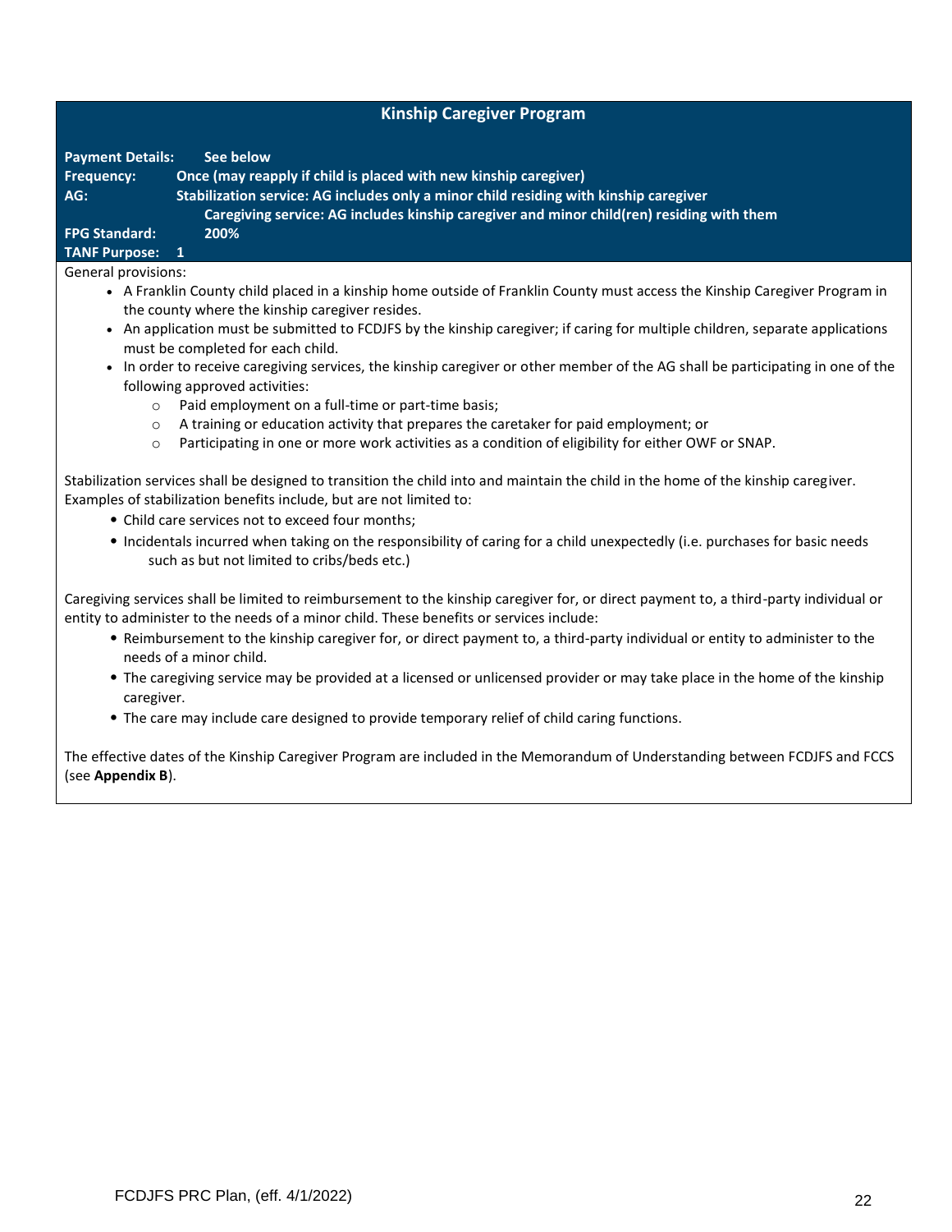## Kinship Caregiver Program

**Payment Details:** See below
**Frequency:** Once (may reapply if child is placed with new kinship caregiver)
**AG:** Stabilization service: AG includes only a minor child residing with kinship caregiver
Caregiving service: AG includes kinship caregiver and minor child(ren) residing with them
**FPG Standard:** 200%
**TANF Purpose:** 1

General provisions:

- A Franklin County child placed in a kinship home outside of Franklin County must access the Kinship Caregiver Program in the county where the kinship caregiver resides.
- An application must be submitted to FCDJFS by the kinship caregiver; if caring for multiple children, separate applications must be completed for each child.
- In order to receive caregiving services, the kinship caregiver or other member of the AG shall be participating in one of the following approved activities:
  - Paid employment on a full-time or part-time basis;
  - A training or education activity that prepares the caretaker for paid employment; or
  - Participating in one or more work activities as a condition of eligibility for either OWF or SNAP.

Stabilization services shall be designed to transition the child into and maintain the child in the home of the kinship caregiver. Examples of stabilization benefits include, but are not limited to:

- Child care services not to exceed four months;
- Incidentals incurred when taking on the responsibility of caring for a child unexpectedly (i.e. purchases for basic needs such as but not limited to cribs/beds etc.)

Caregiving services shall be limited to reimbursement to the kinship caregiver for, or direct payment to, a third-party individual or entity to administer to the needs of a minor child. These benefits or services include:

- Reimbursement to the kinship caregiver for, or direct payment to, a third-party individual or entity to administer to the needs of a minor child.
- The caregiving service may be provided at a licensed or unlicensed provider or may take place in the home of the kinship caregiver.
- The care may include care designed to provide temporary relief of child caring functions.

The effective dates of the Kinship Caregiver Program are included in the Memorandum of Understanding between FCDJFS and FCCS (see **Appendix B**).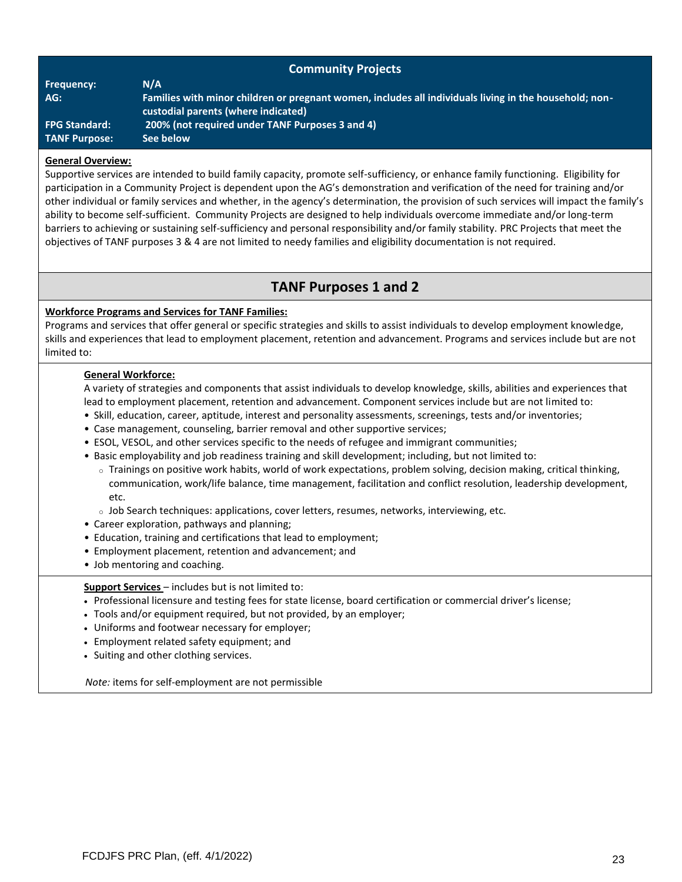## Community Projects

**Frequency:** N/A
**AG:** Families with minor children or pregnant women, includes all individuals living in the household; non-custodial parents (where indicated)
**FPG Standard:** 200% (not required under TANF Purposes 3 and 4)
**TANF Purpose:** See below

**General Overview:**

Supportive services are intended to build family capacity, promote self-sufficiency, or enhance family functioning. Eligibility for participation in a Community Project is dependent upon the AG's demonstration and verification of the need for training and/or other individual or family services and whether, in the agency's determination, the provision of such services will impact the family's ability to become self-sufficient. Community Projects are designed to help individuals overcome immediate and/or long-term barriers to achieving or sustaining self-sufficiency and personal responsibility and/or family stability. PRC Projects that meet the objectives of TANF purposes 3 & 4 are not limited to needy families and eligibility documentation is not required.

## TANF Purposes 1 and 2

**Workforce Programs and Services for TANF Families:**

Programs and services that offer general or specific strategies and skills to assist individuals to develop employment knowledge, skills and experiences that lead to employment placement, retention and advancement. Programs and services include but are not limited to:

**General Workforce:**

A variety of strategies and components that assist individuals to develop knowledge, skills, abilities and experiences that lead to employment placement, retention and advancement. Component services include but are not limited to:

- Skill, education, career, aptitude, interest and personality assessments, screenings, tests and/or inventories;
- Case management, counseling, barrier removal and other supportive services;
- ESOL, VESOL, and other services specific to the needs of refugee and immigrant communities;
- Basic employability and job readiness training and skill development; including, but not limited to:
  - Trainings on positive work habits, world of work expectations, problem solving, decision making, critical thinking, communication, work/life balance, time management, facilitation and conflict resolution, leadership development, etc.
  - Job Search techniques: applications, cover letters, resumes, networks, interviewing, etc.
- Career exploration, pathways and planning;
- Education, training and certifications that lead to employment;
- Employment placement, retention and advancement; and
- Job mentoring and coaching.

**Support Services** – includes but is not limited to:

- Professional licensure and testing fees for state license, board certification or commercial driver's license;
- Tools and/or equipment required, but not provided, by an employer;
- Uniforms and footwear necessary for employer;
- Employment related safety equipment; and
- Suiting and other clothing services.

*Note:* items for self-employment are not permissible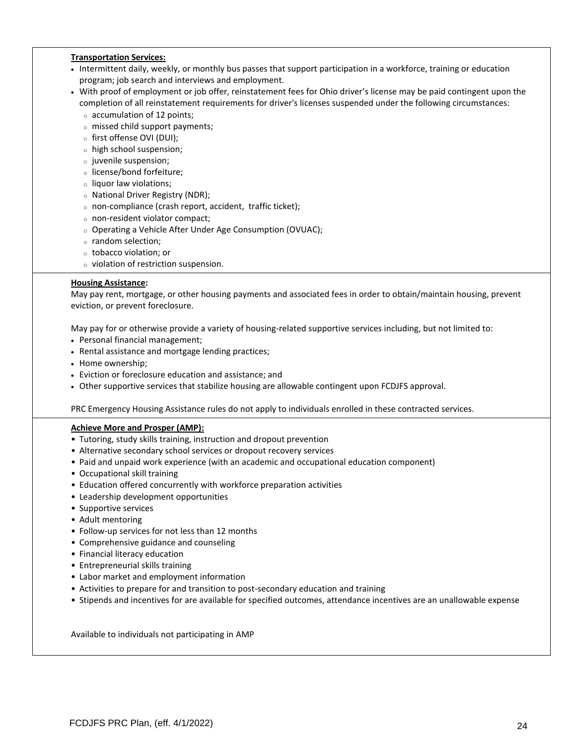**Transportation Services:**

- Intermittent daily, weekly, or monthly bus passes that support participation in a workforce, training or education program; job search and interviews and employment.
- With proof of employment or job offer, reinstatement fees for Ohio driver's license may be paid contingent upon the completion of all reinstatement requirements for driver's licenses suspended under the following circumstances:
  - accumulation of 12 points;
  - missed child support payments;
  - first offense OVI (DUI);
  - high school suspension;
  - juvenile suspension;
  - license/bond forfeiture;
  - liquor law violations;
  - National Driver Registry (NDR);
  - non-compliance (crash report, accident, traffic ticket);
  - non-resident violator compact;
  - Operating a Vehicle After Under Age Consumption (OVUAC);
  - random selection;
  - tobacco violation; or
  - violation of restriction suspension.

**Housing Assistance:**

May pay rent, mortgage, or other housing payments and associated fees in order to obtain/maintain housing, prevent eviction, or prevent foreclosure.

May pay for or otherwise provide a variety of housing-related supportive services including, but not limited to:

- Personal financial management;
- Rental assistance and mortgage lending practices;
- Home ownership;
- Eviction or foreclosure education and assistance; and
- Other supportive services that stabilize housing are allowable contingent upon FCDJFS approval.

PRC Emergency Housing Assistance rules do not apply to individuals enrolled in these contracted services.

**Achieve More and Prosper (AMP):**

- Tutoring, study skills training, instruction and dropout prevention
- Alternative secondary school services or dropout recovery services
- Paid and unpaid work experience (with an academic and occupational education component)
- Occupational skill training
- Education offered concurrently with workforce preparation activities
- Leadership development opportunities
- Supportive services
- Adult mentoring
- Follow-up services for not less than 12 months
- Comprehensive guidance and counseling
- Financial literacy education
- Entrepreneurial skills training
- Labor market and employment information
- Activities to prepare for and transition to post-secondary education and training
- Stipends and incentives for are available for specified outcomes, attendance incentives are an unallowable expense

Available to individuals not participating in AMP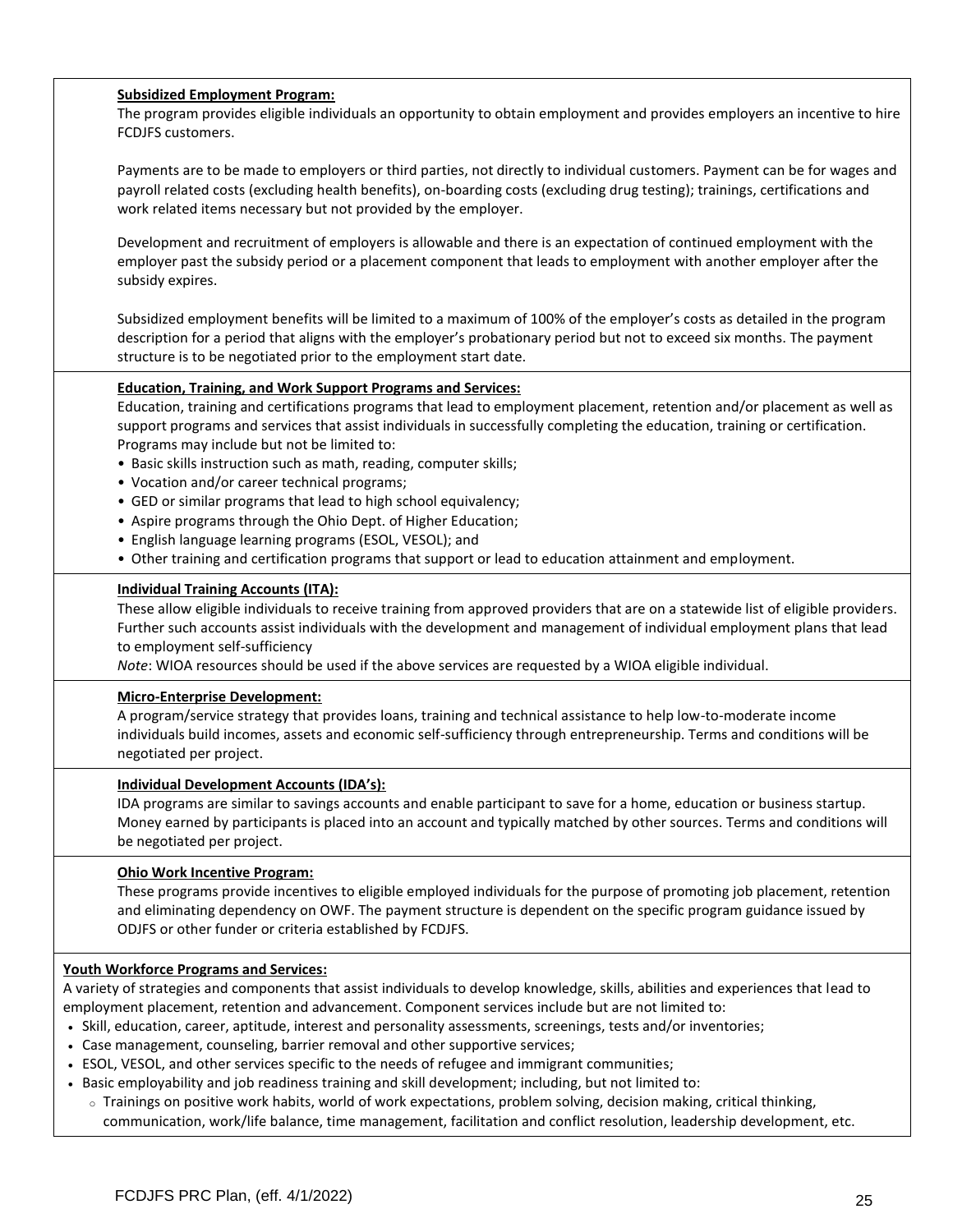**Subsidized Employment Program:**
The program provides eligible individuals an opportunity to obtain employment and provides employers an incentive to hire FCDJFS customers.

Payments are to be made to employers or third parties, not directly to individual customers. Payment can be for wages and payroll related costs (excluding health benefits), on-boarding costs (excluding drug testing); trainings, certifications and work related items necessary but not provided by the employer.

Development and recruitment of employers is allowable and there is an expectation of continued employment with the employer past the subsidy period or a placement component that leads to employment with another employer after the subsidy expires.

Subsidized employment benefits will be limited to a maximum of 100% of the employer's costs as detailed in the program description for a period that aligns with the employer's probationary period but not to exceed six months. The payment structure is to be negotiated prior to the employment start date.

**Education, Training, and Work Support Programs and Services:**
Education, training and certifications programs that lead to employment placement, retention and/or placement as well as support programs and services that assist individuals in successfully completing the education, training or certification. Programs may include but not be limited to:

- Basic skills instruction such as math, reading, computer skills;
- Vocation and/or career technical programs;
- GED or similar programs that lead to high school equivalency;
- Aspire programs through the Ohio Dept. of Higher Education;
- English language learning programs (ESOL, VESOL); and
- Other training and certification programs that support or lead to education attainment and employment.

**Individual Training Accounts (ITA):**
These allow eligible individuals to receive training from approved providers that are on a statewide list of eligible providers. Further such accounts assist individuals with the development and management of individual employment plans that lead to employment self-sufficiency
*Note*: WIOA resources should be used if the above services are requested by a WIOA eligible individual.

**Micro-Enterprise Development:**
A program/service strategy that provides loans, training and technical assistance to help low-to-moderate income individuals build incomes, assets and economic self-sufficiency through entrepreneurship. Terms and conditions will be negotiated per project.

**Individual Development Accounts (IDA's):**
IDA programs are similar to savings accounts and enable participant to save for a home, education or business startup. Money earned by participants is placed into an account and typically matched by other sources. Terms and conditions will be negotiated per project.

**Ohio Work Incentive Program:**
These programs provide incentives to eligible employed individuals for the purpose of promoting job placement, retention and eliminating dependency on OWF. The payment structure is dependent on the specific program guidance issued by ODJFS or other funder or criteria established by FCDJFS.

**Youth Workforce Programs and Services:**
A variety of strategies and components that assist individuals to develop knowledge, skills, abilities and experiences that lead to employment placement, retention and advancement. Component services include but are not limited to:

- Skill, education, career, aptitude, interest and personality assessments, screenings, tests and/or inventories;
- Case management, counseling, barrier removal and other supportive services;
- ESOL, VESOL, and other services specific to the needs of refugee and immigrant communities;
- Basic employability and job readiness training and skill development; including, but not limited to:
  - Trainings on positive work habits, world of work expectations, problem solving, decision making, critical thinking, communication, work/life balance, time management, facilitation and conflict resolution, leadership development, etc.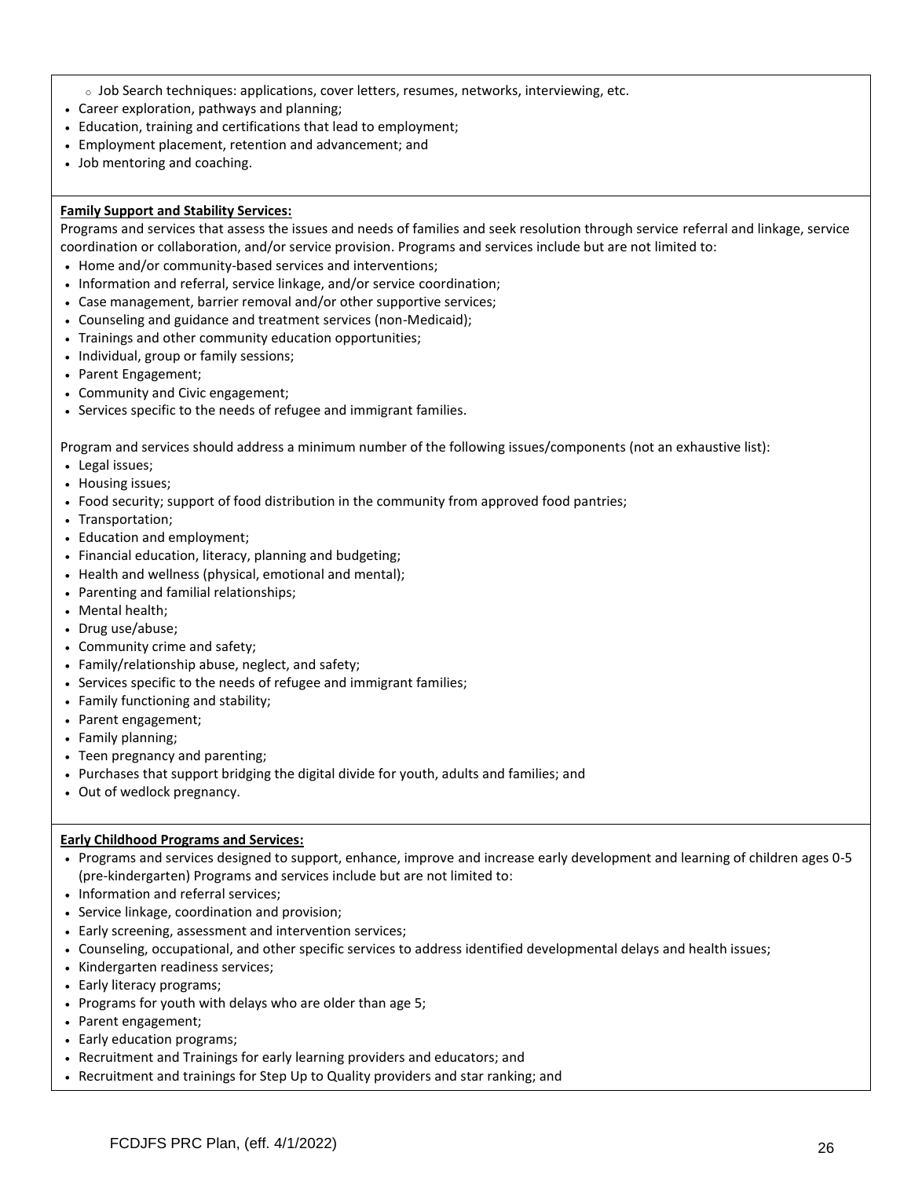- Job Search techniques: applications, cover letters, resumes, networks, interviewing, etc.
- Career exploration, pathways and planning;
- Education, training and certifications that lead to employment;
- Employment placement, retention and advancement; and
- Job mentoring and coaching.

**Family Support and Stability Services:**

Programs and services that assess the issues and needs of families and seek resolution through service referral and linkage, service coordination or collaboration, and/or service provision. Programs and services include but are not limited to:

- Home and/or community-based services and interventions;
- Information and referral, service linkage, and/or service coordination;
- Case management, barrier removal and/or other supportive services;
- Counseling and guidance and treatment services (non-Medicaid);
- Trainings and other community education opportunities;
- Individual, group or family sessions;
- Parent Engagement;
- Community and Civic engagement;
- Services specific to the needs of refugee and immigrant families.

Program and services should address a minimum number of the following issues/components (not an exhaustive list):

- Legal issues;
- Housing issues;
- Food security; support of food distribution in the community from approved food pantries;
- Transportation;
- Education and employment;
- Financial education, literacy, planning and budgeting;
- Health and wellness (physical, emotional and mental);
- Parenting and familial relationships;
- Mental health;
- Drug use/abuse;
- Community crime and safety;
- Family/relationship abuse, neglect, and safety;
- Services specific to the needs of refugee and immigrant families;
- Family functioning and stability;
- Parent engagement;
- Family planning;
- Teen pregnancy and parenting;
- Purchases that support bridging the digital divide for youth, adults and families; and
- Out of wedlock pregnancy.

**Early Childhood Programs and Services:**

- Programs and services designed to support, enhance, improve and increase early development and learning of children ages 0-5 (pre-kindergarten) Programs and services include but are not limited to:
- Information and referral services;
- Service linkage, coordination and provision;
- Early screening, assessment and intervention services;
- Counseling, occupational, and other specific services to address identified developmental delays and health issues;
- Kindergarten readiness services;
- Early literacy programs;
- Programs for youth with delays who are older than age 5;
- Parent engagement;
- Early education programs;
- Recruitment and Trainings for early learning providers and educators; and
- Recruitment and trainings for Step Up to Quality providers and star ranking; and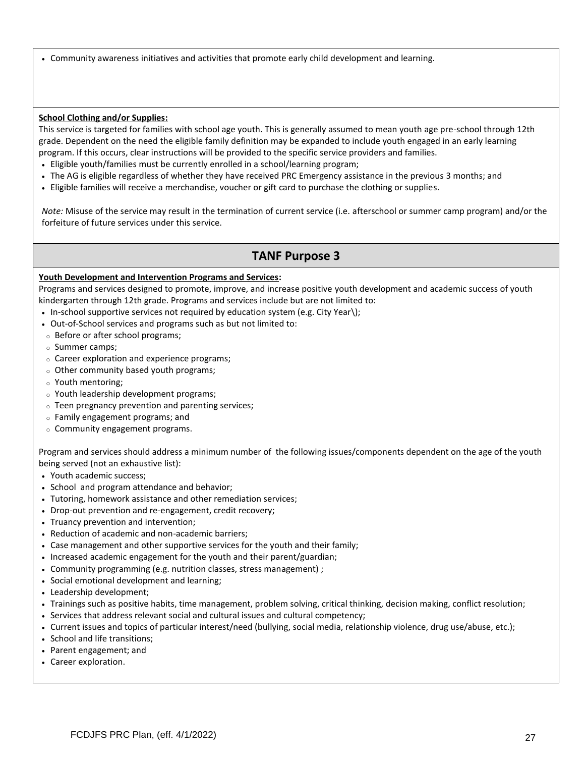- Community awareness initiatives and activities that promote early child development and learning.

**School Clothing and/or Supplies:**

This service is targeted for families with school age youth. This is generally assumed to mean youth age pre-school through 12th grade. Dependent on the need the eligible family definition may be expanded to include youth engaged in an early learning program. If this occurs, clear instructions will be provided to the specific service providers and families.

- Eligible youth/families must be currently enrolled in a school/learning program;
- The AG is eligible regardless of whether they have received PRC Emergency assistance in the previous 3 months; and
- Eligible families will receive a merchandise, voucher or gift card to purchase the clothing or supplies.

*Note:* Misuse of the service may result in the termination of current service (i.e. afterschool or summer camp program) and/or the forfeiture of future services under this service.

## TANF Purpose 3

**Youth Development and Intervention Programs and Services:**

Programs and services designed to promote, improve, and increase positive youth development and academic success of youth kindergarten through 12th grade. Programs and services include but are not limited to:

- In-school supportive services not required by education system (e.g. City Year);
- Out-of-School services and programs such as but not limited to:
  - Before or after school programs;
  - Summer camps;
  - Career exploration and experience programs;
  - Other community based youth programs;
  - Youth mentoring;
  - Youth leadership development programs;
  - Teen pregnancy prevention and parenting services;
  - Family engagement programs; and
  - Community engagement programs.

Program and services should address a minimum number of the following issues/components dependent on the age of the youth being served (not an exhaustive list):

- Youth academic success;
- School and program attendance and behavior;
- Tutoring, homework assistance and other remediation services;
- Drop-out prevention and re-engagement, credit recovery;
- Truancy prevention and intervention;
- Reduction of academic and non-academic barriers;
- Case management and other supportive services for the youth and their family;
- Increased academic engagement for the youth and their parent/guardian;
- Community programming (e.g. nutrition classes, stress management) ;
- Social emotional development and learning;
- Leadership development;
- Trainings such as positive habits, time management, problem solving, critical thinking, decision making, conflict resolution;
- Services that address relevant social and cultural issues and cultural competency;
- Current issues and topics of particular interest/need (bullying, social media, relationship violence, drug use/abuse, etc.);
- School and life transitions;
- Parent engagement; and
- Career exploration.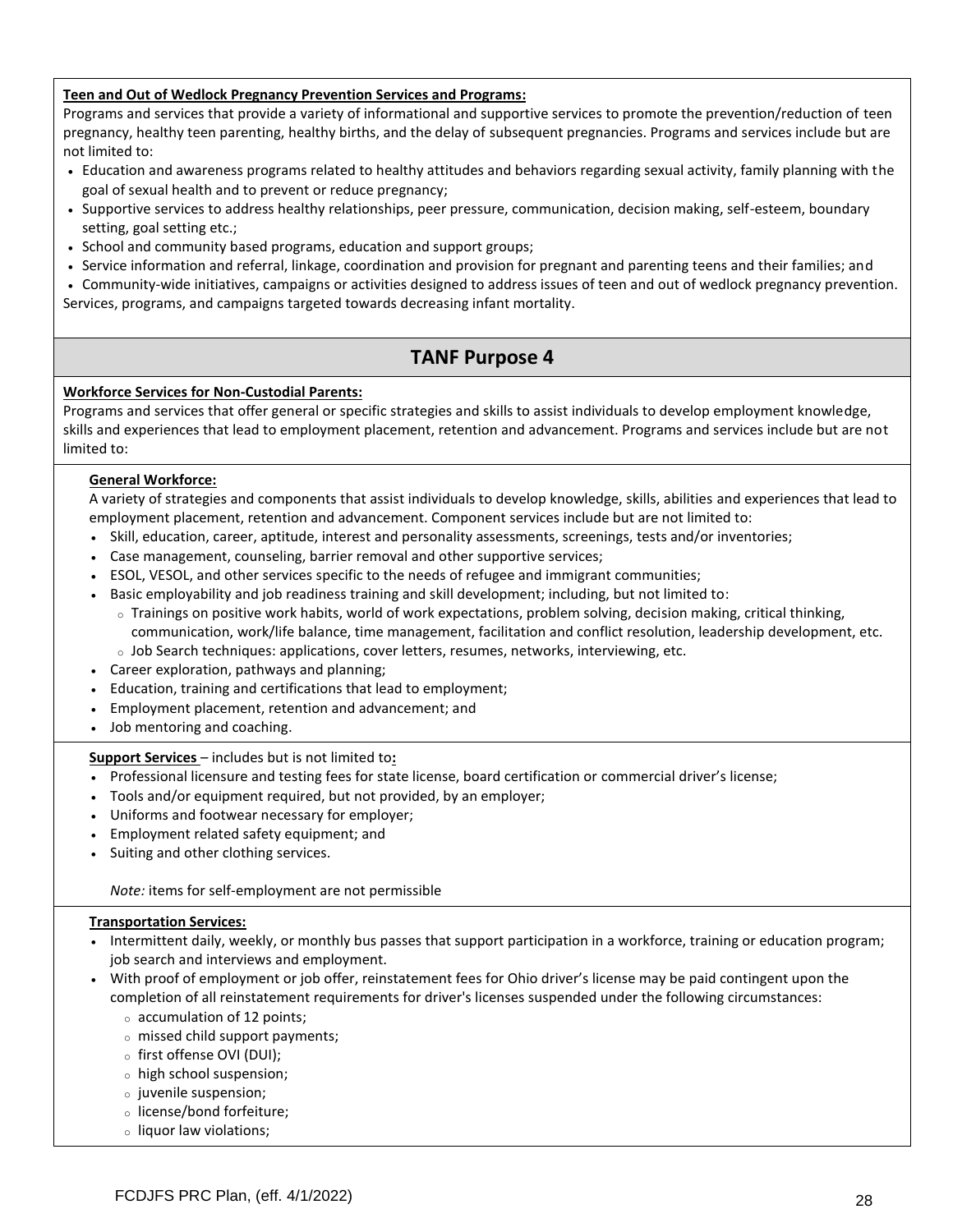**Teen and Out of Wedlock Pregnancy Prevention Services and Programs:**

Programs and services that provide a variety of informational and supportive services to promote the prevention/reduction of teen pregnancy, healthy teen parenting, healthy births, and the delay of subsequent pregnancies. Programs and services include but are not limited to:

- Education and awareness programs related to healthy attitudes and behaviors regarding sexual activity, family planning with the goal of sexual health and to prevent or reduce pregnancy;
- Supportive services to address healthy relationships, peer pressure, communication, decision making, self-esteem, boundary setting, goal setting etc.;
- School and community based programs, education and support groups;
- Service information and referral, linkage, coordination and provision for pregnant and parenting teens and their families; and
- Community-wide initiatives, campaigns or activities designed to address issues of teen and out of wedlock pregnancy prevention.

Services, programs, and campaigns targeted towards decreasing infant mortality.

## TANF Purpose 4

**Workforce Services for Non-Custodial Parents:**

Programs and services that offer general or specific strategies and skills to assist individuals to develop employment knowledge, skills and experiences that lead to employment placement, retention and advancement. Programs and services include but are not limited to:

**General Workforce:**

A variety of strategies and components that assist individuals to develop knowledge, skills, abilities and experiences that lead to employment placement, retention and advancement. Component services include but are not limited to:

- Skill, education, career, aptitude, interest and personality assessments, screenings, tests and/or inventories;
- Case management, counseling, barrier removal and other supportive services;
- ESOL, VESOL, and other services specific to the needs of refugee and immigrant communities;
- Basic employability and job readiness training and skill development; including, but not limited to:
  - Trainings on positive work habits, world of work expectations, problem solving, decision making, critical thinking, communication, work/life balance, time management, facilitation and conflict resolution, leadership development, etc.
  - Job Search techniques: applications, cover letters, resumes, networks, interviewing, etc.
- Career exploration, pathways and planning;
- Education, training and certifications that lead to employment;
- Employment placement, retention and advancement; and
- Job mentoring and coaching.

**Support Services** – includes but is not limited to**:**

- Professional licensure and testing fees for state license, board certification or commercial driver's license;
- Tools and/or equipment required, but not provided, by an employer;
- Uniforms and footwear necessary for employer;
- Employment related safety equipment; and
- Suiting and other clothing services.

*Note:* items for self-employment are not permissible

**Transportation Services:**

- Intermittent daily, weekly, or monthly bus passes that support participation in a workforce, training or education program; job search and interviews and employment.
- With proof of employment or job offer, reinstatement fees for Ohio driver's license may be paid contingent upon the completion of all reinstatement requirements for driver's licenses suspended under the following circumstances:
  - accumulation of 12 points;
  - missed child support payments;
  - first offense OVI (DUI);
  - high school suspension;
  - juvenile suspension;
  - license/bond forfeiture;
  - liquor law violations;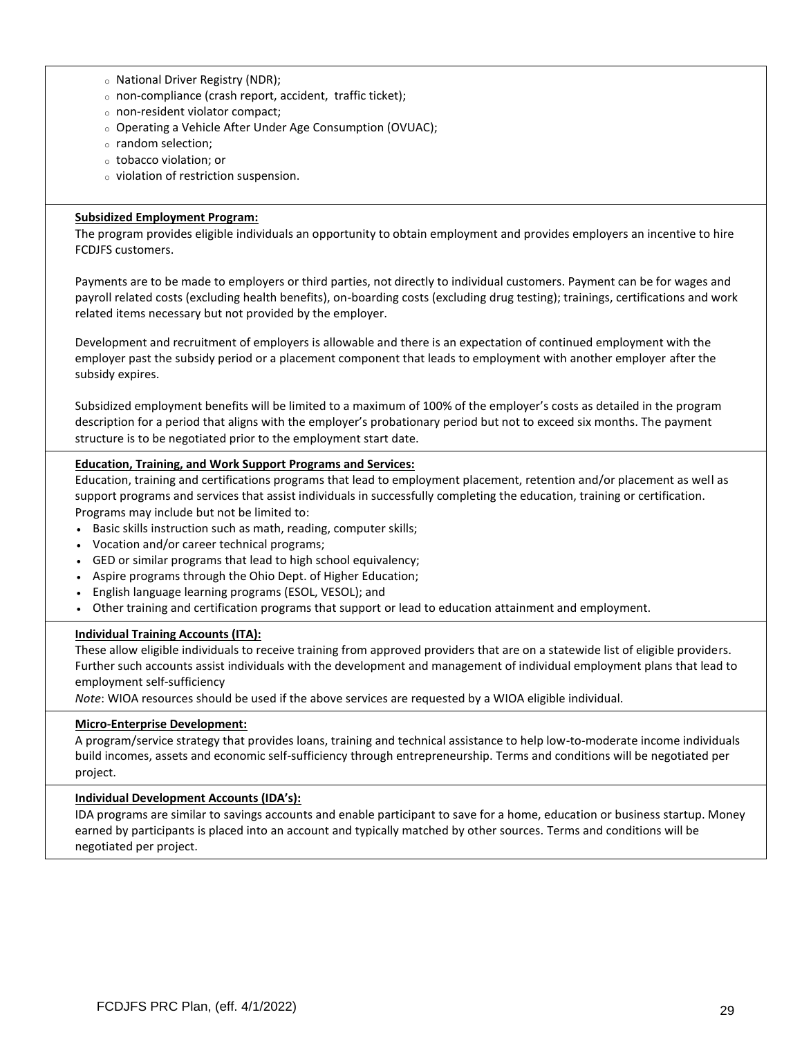- National Driver Registry (NDR);
- non-compliance (crash report, accident, traffic ticket);
- non-resident violator compact;
- Operating a Vehicle After Under Age Consumption (OVUAC);
- random selection;
- tobacco violation; or
- violation of restriction suspension.

**Subsidized Employment Program:**

The program provides eligible individuals an opportunity to obtain employment and provides employers an incentive to hire FCDJFS customers.

Payments are to be made to employers or third parties, not directly to individual customers. Payment can be for wages and payroll related costs (excluding health benefits), on-boarding costs (excluding drug testing); trainings, certifications and work related items necessary but not provided by the employer.

Development and recruitment of employers is allowable and there is an expectation of continued employment with the employer past the subsidy period or a placement component that leads to employment with another employer after the subsidy expires.

Subsidized employment benefits will be limited to a maximum of 100% of the employer's costs as detailed in the program description for a period that aligns with the employer's probationary period but not to exceed six months. The payment structure is to be negotiated prior to the employment start date.

**Education, Training, and Work Support Programs and Services:**

Education, training and certifications programs that lead to employment placement, retention and/or placement as well as support programs and services that assist individuals in successfully completing the education, training or certification. Programs may include but not be limited to:

- Basic skills instruction such as math, reading, computer skills;
- Vocation and/or career technical programs;
- GED or similar programs that lead to high school equivalency;
- Aspire programs through the Ohio Dept. of Higher Education;
- English language learning programs (ESOL, VESOL); and
- Other training and certification programs that support or lead to education attainment and employment.

**Individual Training Accounts (ITA):**

These allow eligible individuals to receive training from approved providers that are on a statewide list of eligible providers. Further such accounts assist individuals with the development and management of individual employment plans that lead to employment self-sufficiency

*Note*: WIOA resources should be used if the above services are requested by a WIOA eligible individual.

**Micro-Enterprise Development:**

A program/service strategy that provides loans, training and technical assistance to help low-to-moderate income individuals build incomes, assets and economic self-sufficiency through entrepreneurship. Terms and conditions will be negotiated per project.

**Individual Development Accounts (IDA's):**

IDA programs are similar to savings accounts and enable participant to save for a home, education or business startup. Money earned by participants is placed into an account and typically matched by other sources. Terms and conditions will be negotiated per project.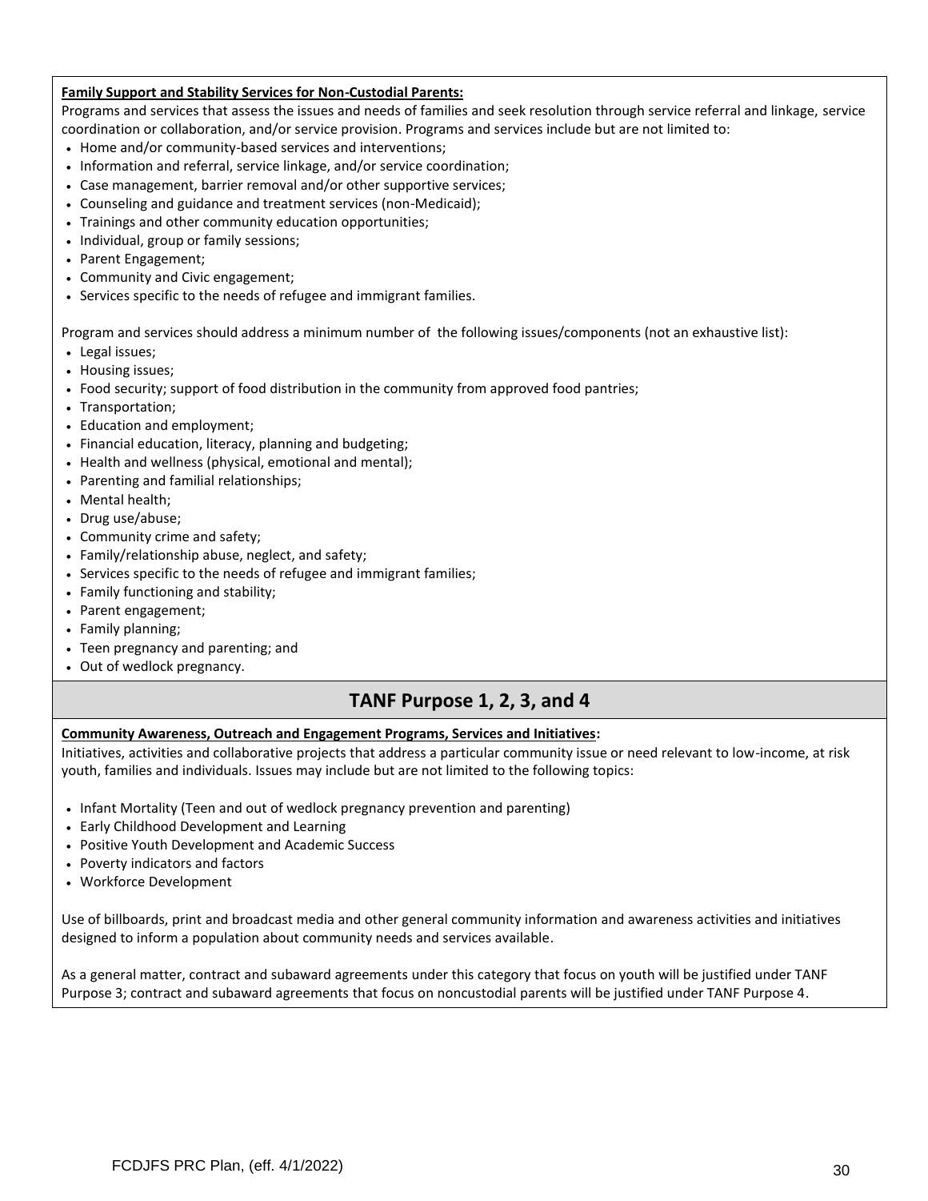**Family Support and Stability Services for Non-Custodial Parents:**

Programs and services that assess the issues and needs of families and seek resolution through service referral and linkage, service coordination or collaboration, and/or service provision. Programs and services include but are not limited to:

- Home and/or community-based services and interventions;
- Information and referral, service linkage, and/or service coordination;
- Case management, barrier removal and/or other supportive services;
- Counseling and guidance and treatment services (non-Medicaid);
- Trainings and other community education opportunities;
- Individual, group or family sessions;
- Parent Engagement;
- Community and Civic engagement;
- Services specific to the needs of refugee and immigrant families.

Program and services should address a minimum number of the following issues/components (not an exhaustive list):

- Legal issues;
- Housing issues;
- Food security; support of food distribution in the community from approved food pantries;
- Transportation;
- Education and employment;
- Financial education, literacy, planning and budgeting;
- Health and wellness (physical, emotional and mental);
- Parenting and familial relationships;
- Mental health;
- Drug use/abuse;
- Community crime and safety;
- Family/relationship abuse, neglect, and safety;
- Services specific to the needs of refugee and immigrant families;
- Family functioning and stability;
- Parent engagement;
- Family planning;
- Teen pregnancy and parenting; and
- Out of wedlock pregnancy.

## TANF Purpose 1, 2, 3, and 4

**Community Awareness, Outreach and Engagement Programs, Services and Initiatives:**

Initiatives, activities and collaborative projects that address a particular community issue or need relevant to low-income, at risk youth, families and individuals. Issues may include but are not limited to the following topics:

- Infant Mortality (Teen and out of wedlock pregnancy prevention and parenting)
- Early Childhood Development and Learning
- Positive Youth Development and Academic Success
- Poverty indicators and factors
- Workforce Development

Use of billboards, print and broadcast media and other general community information and awareness activities and initiatives designed to inform a population about community needs and services available.

As a general matter, contract and subaward agreements under this category that focus on youth will be justified under TANF Purpose 3; contract and subaward agreements that focus on noncustodial parents will be justified under TANF Purpose 4.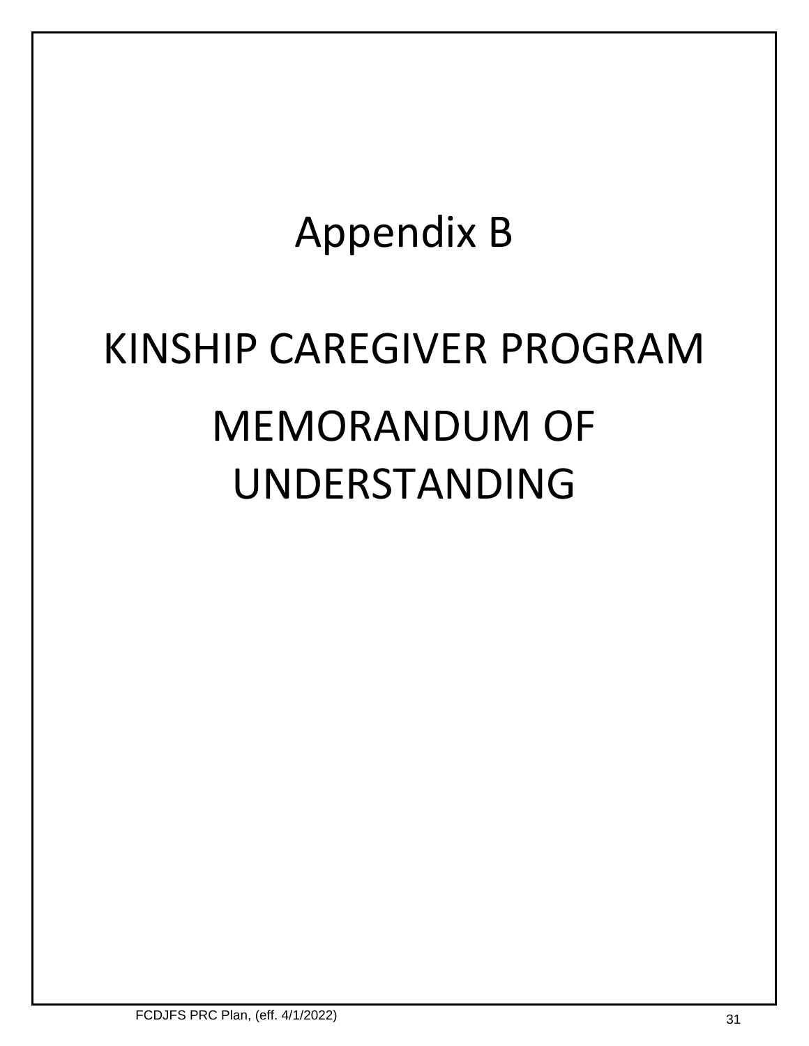# Appendix B

# KINSHIP CAREGIVER PROGRAM

# MEMORANDUM OF UNDERSTANDING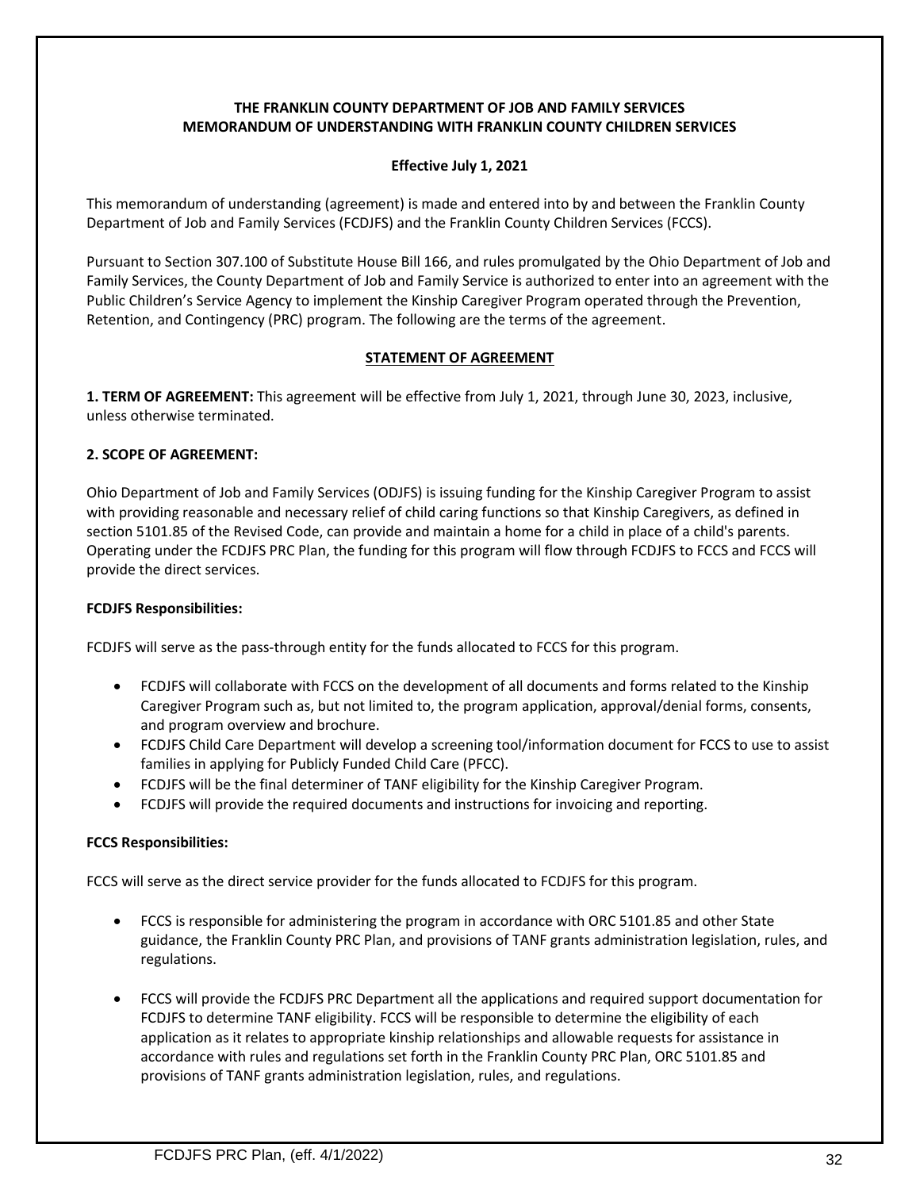**THE FRANKLIN COUNTY DEPARTMENT OF JOB AND FAMILY SERVICES**
**MEMORANDUM OF UNDERSTANDING WITH FRANKLIN COUNTY CHILDREN SERVICES**

**Effective July 1, 2021**

This memorandum of understanding (agreement) is made and entered into by and between the Franklin County Department of Job and Family Services (FCDJFS) and the Franklin County Children Services (FCCS).

Pursuant to Section 307.100 of Substitute House Bill 166, and rules promulgated by the Ohio Department of Job and Family Services, the County Department of Job and Family Service is authorized to enter into an agreement with the Public Children's Service Agency to implement the Kinship Caregiver Program operated through the Prevention, Retention, and Contingency (PRC) program. The following are the terms of the agreement.

**STATEMENT OF AGREEMENT**

**1. TERM OF AGREEMENT:** This agreement will be effective from July 1, 2021, through June 30, 2023, inclusive, unless otherwise terminated.

**2. SCOPE OF AGREEMENT:**

Ohio Department of Job and Family Services (ODJFS) is issuing funding for the Kinship Caregiver Program to assist with providing reasonable and necessary relief of child caring functions so that Kinship Caregivers, as defined in section 5101.85 of the Revised Code, can provide and maintain a home for a child in place of a child's parents. Operating under the FCDJFS PRC Plan, the funding for this program will flow through FCDJFS to FCCS and FCCS will provide the direct services.

**FCDJFS Responsibilities:**

FCDJFS will serve as the pass-through entity for the funds allocated to FCCS for this program.

- FCDJFS will collaborate with FCCS on the development of all documents and forms related to the Kinship Caregiver Program such as, but not limited to, the program application, approval/denial forms, consents, and program overview and brochure.
- FCDJFS Child Care Department will develop a screening tool/information document for FCCS to use to assist families in applying for Publicly Funded Child Care (PFCC).
- FCDJFS will be the final determiner of TANF eligibility for the Kinship Caregiver Program.
- FCDJFS will provide the required documents and instructions for invoicing and reporting.

**FCCS Responsibilities:**

FCCS will serve as the direct service provider for the funds allocated to FCDJFS for this program.

- FCCS is responsible for administering the program in accordance with ORC 5101.85 and other State guidance, the Franklin County PRC Plan, and provisions of TANF grants administration legislation, rules, and regulations.
- FCCS will provide the FCDJFS PRC Department all the applications and required support documentation for FCDJFS to determine TANF eligibility. FCCS will be responsible to determine the eligibility of each application as it relates to appropriate kinship relationships and allowable requests for assistance in accordance with rules and regulations set forth in the Franklin County PRC Plan, ORC 5101.85 and provisions of TANF grants administration legislation, rules, and regulations.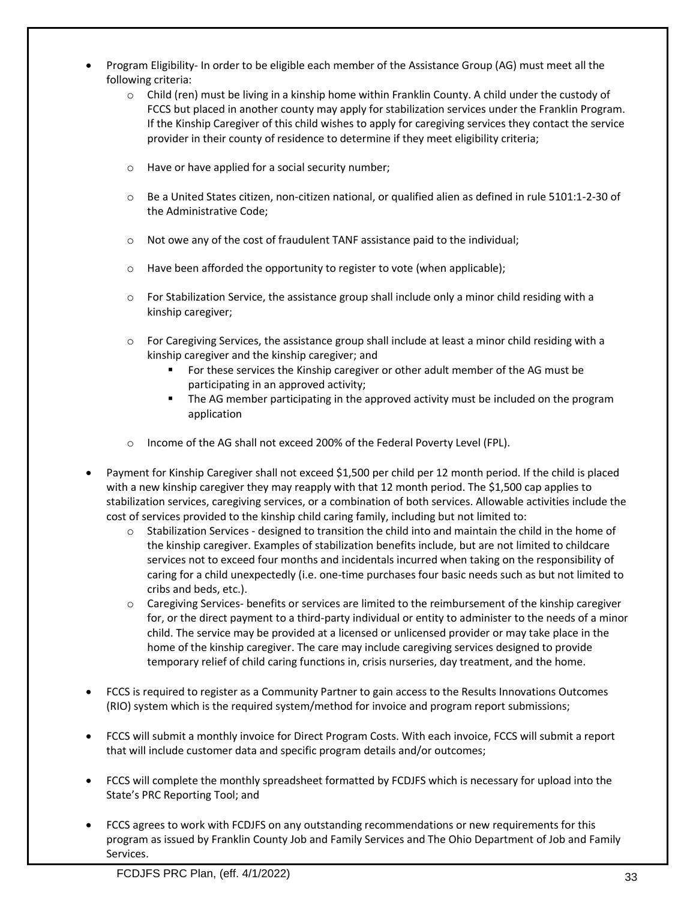- Program Eligibility- In order to be eligible each member of the Assistance Group (AG) must meet all the following criteria:
    - Child (ren) must be living in a kinship home within Franklin County. A child under the custody of FCCS but placed in another county may apply for stabilization services under the Franklin Program. If the Kinship Caregiver of this child wishes to apply for caregiving services they contact the service provider in their county of residence to determine if they meet eligibility criteria;
    - Have or have applied for a social security number;
    - Be a United States citizen, non-citizen national, or qualified alien as defined in rule 5101:1-2-30 of the Administrative Code;
    - Not owe any of the cost of fraudulent TANF assistance paid to the individual;
    - Have been afforded the opportunity to register to vote (when applicable);
    - For Stabilization Service, the assistance group shall include only a minor child residing with a kinship caregiver;
    - For Caregiving Services, the assistance group shall include at least a minor child residing with a kinship caregiver and the kinship caregiver; and
        - For these services the Kinship caregiver or other adult member of the AG must be participating in an approved activity;
        - The AG member participating in the approved activity must be included on the program application
    - Income of the AG shall not exceed 200% of the Federal Poverty Level (FPL).
- Payment for Kinship Caregiver shall not exceed $1,500 per child per 12 month period. If the child is placed with a new kinship caregiver they may reapply with that 12 month period. The $1,500 cap applies to stabilization services, caregiving services, or a combination of both services. Allowable activities include the cost of services provided to the kinship child caring family, including but not limited to:
    - Stabilization Services - designed to transition the child into and maintain the child in the home of the kinship caregiver. Examples of stabilization benefits include, but are not limited to childcare services not to exceed four months and incidentals incurred when taking on the responsibility of caring for a child unexpectedly (i.e. one-time purchases four basic needs such as but not limited to cribs and beds, etc.).
    - Caregiving Services- benefits or services are limited to the reimbursement of the kinship caregiver for, or the direct payment to a third-party individual or entity to administer to the needs of a minor child. The service may be provided at a licensed or unlicensed provider or may take place in the home of the kinship caregiver. The care may include caregiving services designed to provide temporary relief of child caring functions in, crisis nurseries, day treatment, and the home.
- FCCS is required to register as a Community Partner to gain access to the Results Innovations Outcomes (RIO) system which is the required system/method for invoice and program report submissions;
- FCCS will submit a monthly invoice for Direct Program Costs. With each invoice, FCCS will submit a report that will include customer data and specific program details and/or outcomes;
- FCCS will complete the monthly spreadsheet formatted by FCDJFS which is necessary for upload into the State's PRC Reporting Tool; and
- FCCS agrees to work with FCDJFS on any outstanding recommendations or new requirements for this program as issued by Franklin County Job and Family Services and The Ohio Department of Job and Family Services.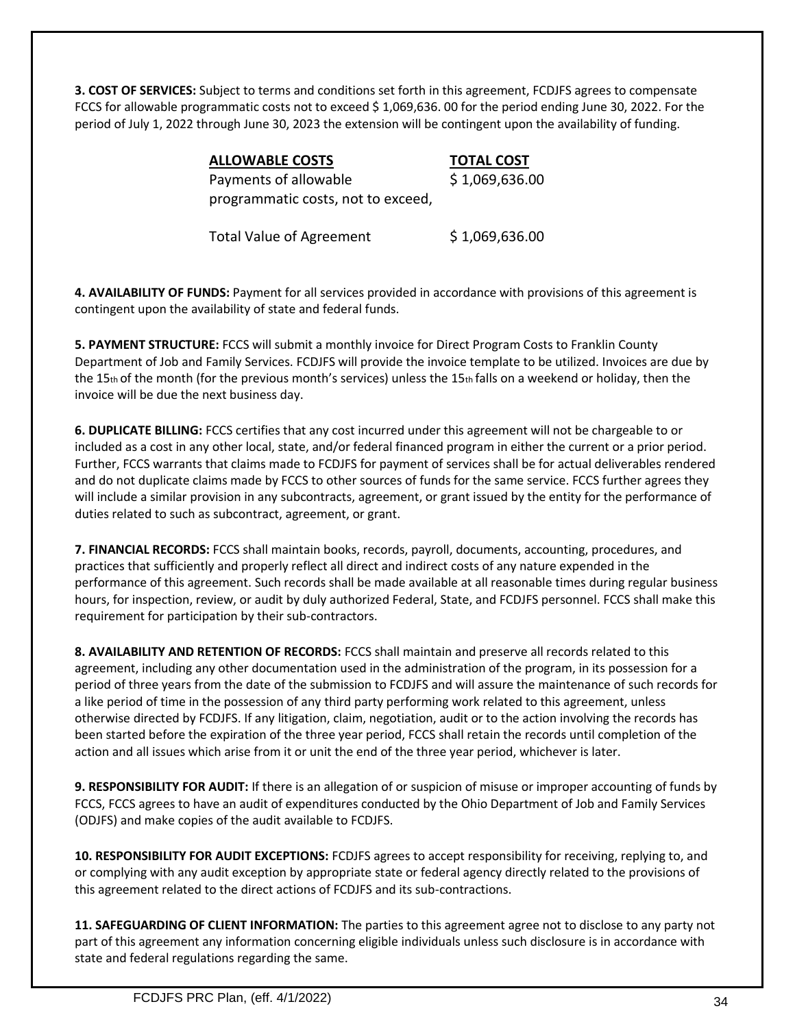**3. COST OF SERVICES:** Subject to terms and conditions set forth in this agreement, FCDJFS agrees to compensate FCCS for allowable programmatic costs not to exceed $ 1,069,636. 00 for the period ending June 30, 2022. For the period of July 1, 2022 through June 30, 2023 the extension will be contingent upon the availability of funding.

| ALLOWABLE COSTS | TOTAL COST |
|---|---|
| Payments of allowable programmatic costs, not to exceed, | $ 1,069,636.00 |
| Total Value of Agreement | $ 1,069,636.00 |

**4. AVAILABILITY OF FUNDS:** Payment for all services provided in accordance with provisions of this agreement is contingent upon the availability of state and federal funds.

**5. PAYMENT STRUCTURE:** FCCS will submit a monthly invoice for Direct Program Costs to Franklin County Department of Job and Family Services. FCDJFS will provide the invoice template to be utilized. Invoices are due by the 15th of the month (for the previous month's services) unless the 15th falls on a weekend or holiday, then the invoice will be due the next business day.

**6. DUPLICATE BILLING:** FCCS certifies that any cost incurred under this agreement will not be chargeable to or included as a cost in any other local, state, and/or federal financed program in either the current or a prior period. Further, FCCS warrants that claims made to FCDJFS for payment of services shall be for actual deliverables rendered and do not duplicate claims made by FCCS to other sources of funds for the same service. FCCS further agrees they will include a similar provision in any subcontracts, agreement, or grant issued by the entity for the performance of duties related to such as subcontract, agreement, or grant.

**7. FINANCIAL RECORDS:** FCCS shall maintain books, records, payroll, documents, accounting, procedures, and practices that sufficiently and properly reflect all direct and indirect costs of any nature expended in the performance of this agreement. Such records shall be made available at all reasonable times during regular business hours, for inspection, review, or audit by duly authorized Federal, State, and FCDJFS personnel. FCCS shall make this requirement for participation by their sub-contractors.

**8. AVAILABILITY AND RETENTION OF RECORDS:** FCCS shall maintain and preserve all records related to this agreement, including any other documentation used in the administration of the program, in its possession for a period of three years from the date of the submission to FCDJFS and will assure the maintenance of such records for a like period of time in the possession of any third party performing work related to this agreement, unless otherwise directed by FCDJFS. If any litigation, claim, negotiation, audit or to the action involving the records has been started before the expiration of the three year period, FCCS shall retain the records until completion of the action and all issues which arise from it or unit the end of the three year period, whichever is later.

**9. RESPONSIBILITY FOR AUDIT:** If there is an allegation of or suspicion of misuse or improper accounting of funds by FCCS, FCCS agrees to have an audit of expenditures conducted by the Ohio Department of Job and Family Services (ODJFS) and make copies of the audit available to FCDJFS.

**10. RESPONSIBILITY FOR AUDIT EXCEPTIONS:** FCDJFS agrees to accept responsibility for receiving, replying to, and or complying with any audit exception by appropriate state or federal agency directly related to the provisions of this agreement related to the direct actions of FCDJFS and its sub-contractions.

**11. SAFEGUARDING OF CLIENT INFORMATION:** The parties to this agreement agree not to disclose to any party not part of this agreement any information concerning eligible individuals unless such disclosure is in accordance with state and federal regulations regarding the same.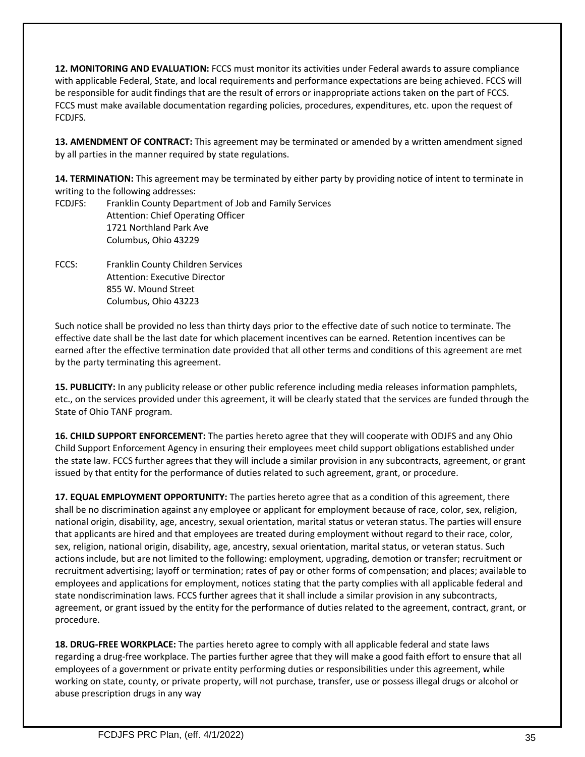**12. MONITORING AND EVALUATION:** FCCS must monitor its activities under Federal awards to assure compliance with applicable Federal, State, and local requirements and performance expectations are being achieved. FCCS will be responsible for audit findings that are the result of errors or inappropriate actions taken on the part of FCCS. FCCS must make available documentation regarding policies, procedures, expenditures, etc. upon the request of FCDJFS.

**13. AMENDMENT OF CONTRACT:** This agreement may be terminated or amended by a written amendment signed by all parties in the manner required by state regulations.

**14. TERMINATION:** This agreement may be terminated by either party by providing notice of intent to terminate in writing to the following addresses:

FCDJFS: Franklin County Department of Job and Family Services
Attention: Chief Operating Officer
1721 Northland Park Ave
Columbus, Ohio 43229

FCCS: Franklin County Children Services
Attention: Executive Director
855 W. Mound Street
Columbus, Ohio 43223

Such notice shall be provided no less than thirty days prior to the effective date of such notice to terminate. The effective date shall be the last date for which placement incentives can be earned. Retention incentives can be earned after the effective termination date provided that all other terms and conditions of this agreement are met by the party terminating this agreement.

**15. PUBLICITY:** In any publicity release or other public reference including media releases information pamphlets, etc., on the services provided under this agreement, it will be clearly stated that the services are funded through the State of Ohio TANF program.

**16. CHILD SUPPORT ENFORCEMENT:** The parties hereto agree that they will cooperate with ODJFS and any Ohio Child Support Enforcement Agency in ensuring their employees meet child support obligations established under the state law. FCCS further agrees that they will include a similar provision in any subcontracts, agreement, or grant issued by that entity for the performance of duties related to such agreement, grant, or procedure.

**17. EQUAL EMPLOYMENT OPPORTUNITY:** The parties hereto agree that as a condition of this agreement, there shall be no discrimination against any employee or applicant for employment because of race, color, sex, religion, national origin, disability, age, ancestry, sexual orientation, marital status or veteran status. The parties will ensure that applicants are hired and that employees are treated during employment without regard to their race, color, sex, religion, national origin, disability, age, ancestry, sexual orientation, marital status, or veteran status. Such actions include, but are not limited to the following: employment, upgrading, demotion or transfer; recruitment or recruitment advertising; layoff or termination; rates of pay or other forms of compensation; and places; available to employees and applications for employment, notices stating that the party complies with all applicable federal and state nondiscrimination laws. FCCS further agrees that it shall include a similar provision in any subcontracts, agreement, or grant issued by the entity for the performance of duties related to the agreement, contract, grant, or procedure.

**18. DRUG-FREE WORKPLACE:** The parties hereto agree to comply with all applicable federal and state laws regarding a drug-free workplace. The parties further agree that they will make a good faith effort to ensure that all employees of a government or private entity performing duties or responsibilities under this agreement, while working on state, county, or private property, will not purchase, transfer, use or possess illegal drugs or alcohol or abuse prescription drugs in any way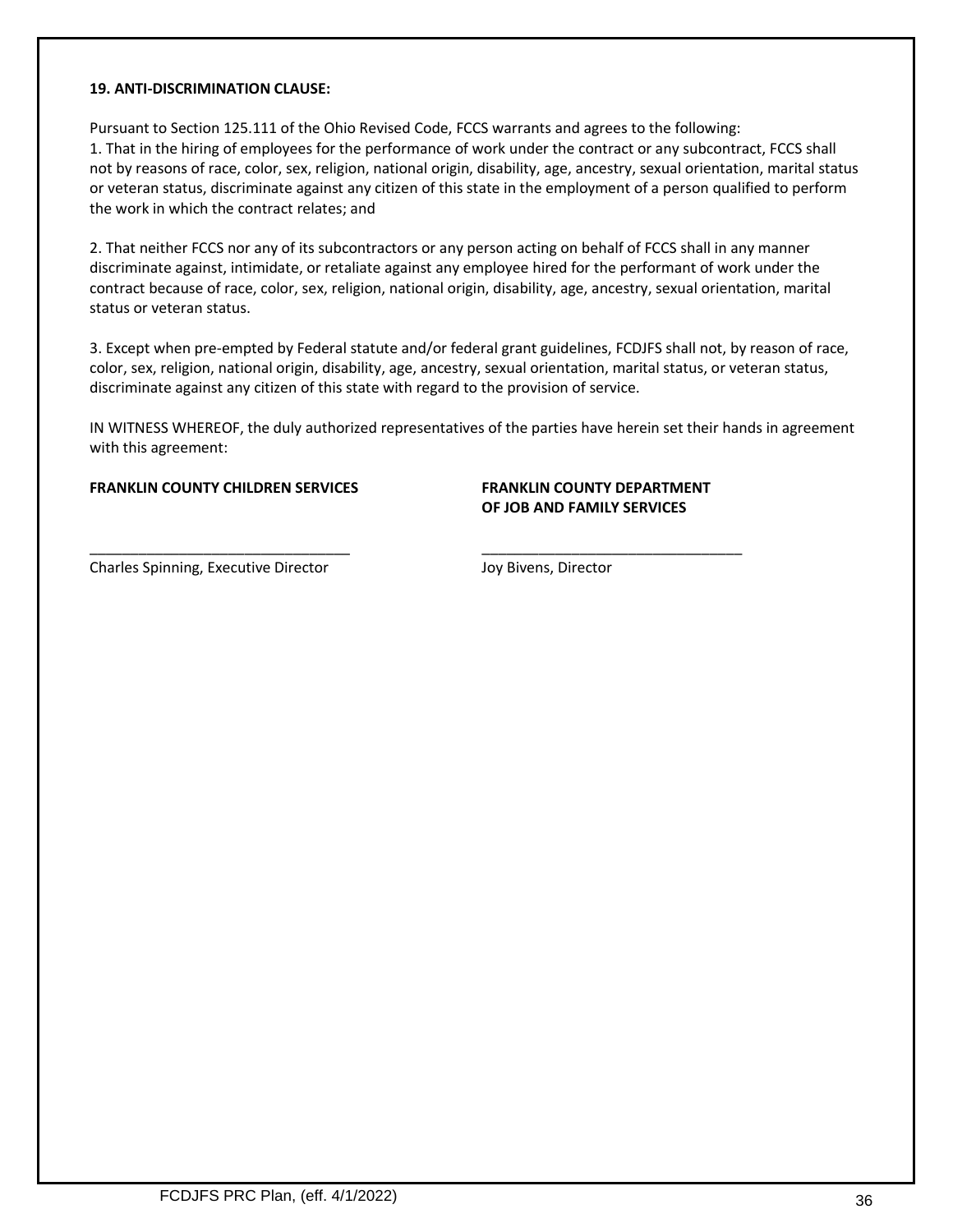**19. ANTI-DISCRIMINATION CLAUSE:**

Pursuant to Section 125.111 of the Ohio Revised Code, FCCS warrants and agrees to the following:
1. That in the hiring of employees for the performance of work under the contract or any subcontract, FCCS shall not by reasons of race, color, sex, religion, national origin, disability, age, ancestry, sexual orientation, marital status or veteran status, discriminate against any citizen of this state in the employment of a person qualified to perform the work in which the contract relates; and

2. That neither FCCS nor any of its subcontractors or any person acting on behalf of FCCS shall in any manner discriminate against, intimidate, or retaliate against any employee hired for the performant of work under the contract because of race, color, sex, religion, national origin, disability, age, ancestry, sexual orientation, marital status or veteran status.

3. Except when pre-empted by Federal statute and/or federal grant guidelines, FCDJFS shall not, by reason of race, color, sex, religion, national origin, disability, age, ancestry, sexual orientation, marital status, or veteran status, discriminate against any citizen of this state with regard to the provision of service.

IN WITNESS WHEREOF, the duly authorized representatives of the parties have herein set their hands in agreement with this agreement:

**FRANKLIN COUNTY CHILDREN SERVICES**

\_\_\_\_\_\_\_\_\_\_\_\_\_\_\_\_\_\_\_\_\_\_\_\_\_\_\_\_\_\_\_\_\_

Charles Spinning, Executive Director

**FRANKLIN COUNTY DEPARTMENT OF JOB AND FAMILY SERVICES**

\_\_\_\_\_\_\_\_\_\_\_\_\_\_\_\_\_\_\_\_\_\_\_\_\_\_\_\_\_\_\_\_\_

Joy Bivens, Director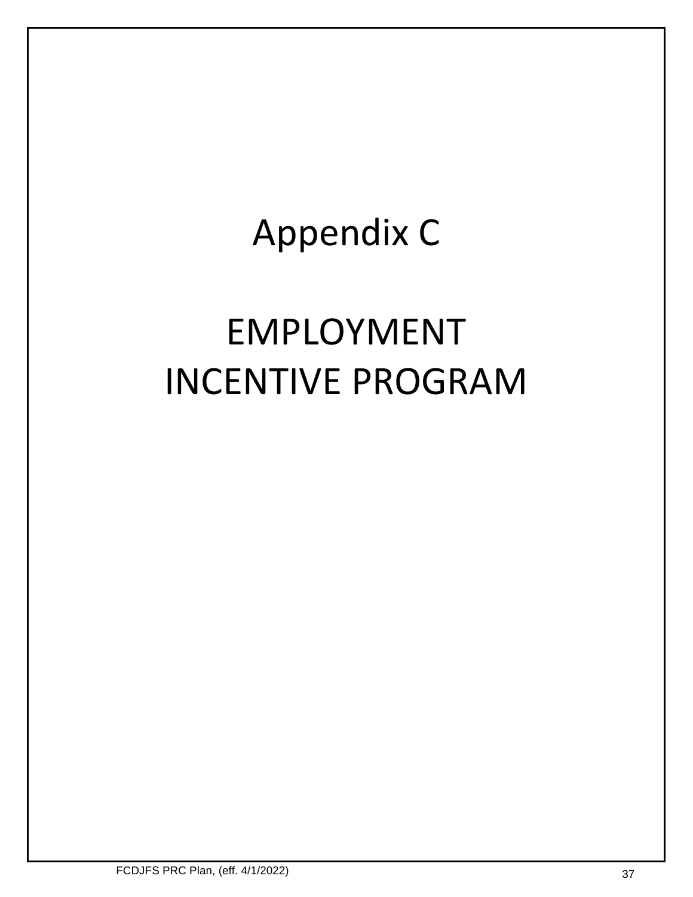# Appendix C

# EMPLOYMENT INCENTIVE PROGRAM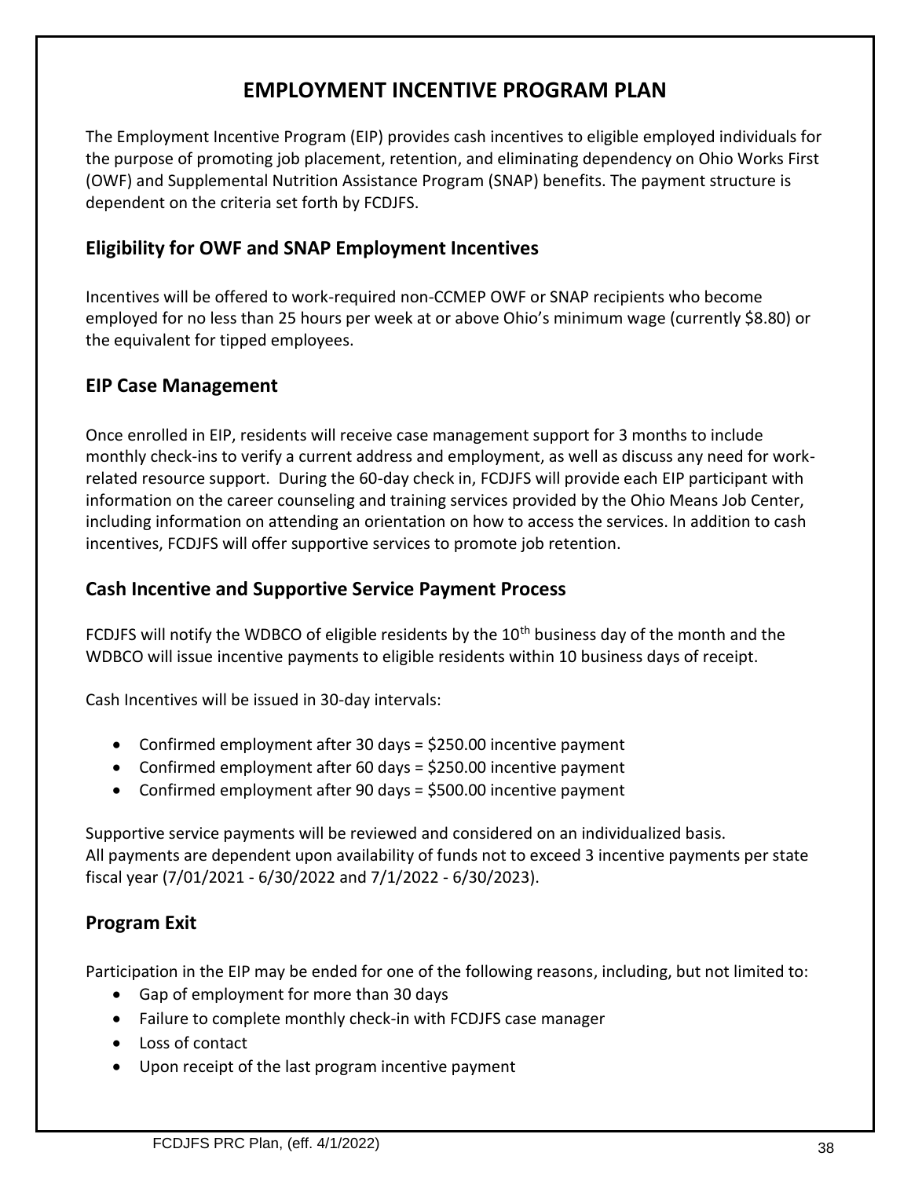# EMPLOYMENT INCENTIVE PROGRAM PLAN

The Employment Incentive Program (EIP) provides cash incentives to eligible employed individuals for the purpose of promoting job placement, retention, and eliminating dependency on Ohio Works First (OWF) and Supplemental Nutrition Assistance Program (SNAP) benefits. The payment structure is dependent on the criteria set forth by FCDJFS.

## Eligibility for OWF and SNAP Employment Incentives

Incentives will be offered to work-required non-CCMEP OWF or SNAP recipients who become employed for no less than 25 hours per week at or above Ohio's minimum wage (currently $8.80) or the equivalent for tipped employees.

## EIP Case Management

Once enrolled in EIP, residents will receive case management support for 3 months to include monthly check-ins to verify a current address and employment, as well as discuss any need for work-related resource support. During the 60-day check in, FCDJFS will provide each EIP participant with information on the career counseling and training services provided by the Ohio Means Job Center, including information on attending an orientation on how to access the services. In addition to cash incentives, FCDJFS will offer supportive services to promote job retention.

## Cash Incentive and Supportive Service Payment Process

FCDJFS will notify the WDBCO of eligible residents by the 10th business day of the month and the WDBCO will issue incentive payments to eligible residents within 10 business days of receipt.

Cash Incentives will be issued in 30-day intervals:

- Confirmed employment after 30 days = $250.00 incentive payment
- Confirmed employment after 60 days = $250.00 incentive payment
- Confirmed employment after 90 days = $500.00 incentive payment

Supportive service payments will be reviewed and considered on an individualized basis.
All payments are dependent upon availability of funds not to exceed 3 incentive payments per state fiscal year (7/01/2021 - 6/30/2022 and 7/1/2022 - 6/30/2023).

## Program Exit

Participation in the EIP may be ended for one of the following reasons, including, but not limited to:

- Gap of employment for more than 30 days
- Failure to complete monthly check-in with FCDJFS case manager
- Loss of contact
- Upon receipt of the last program incentive payment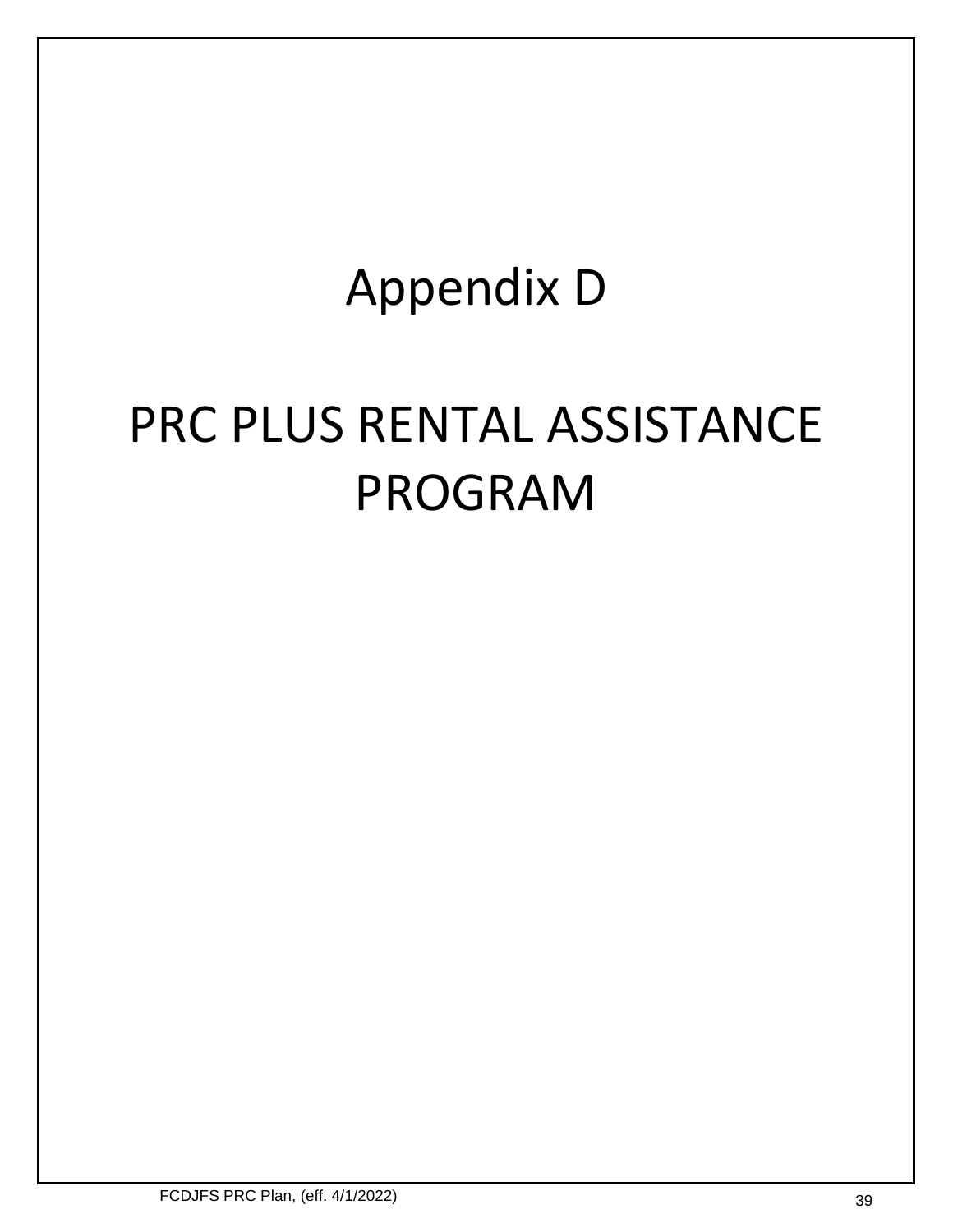# Appendix D

# PRC PLUS RENTAL ASSISTANCE PROGRAM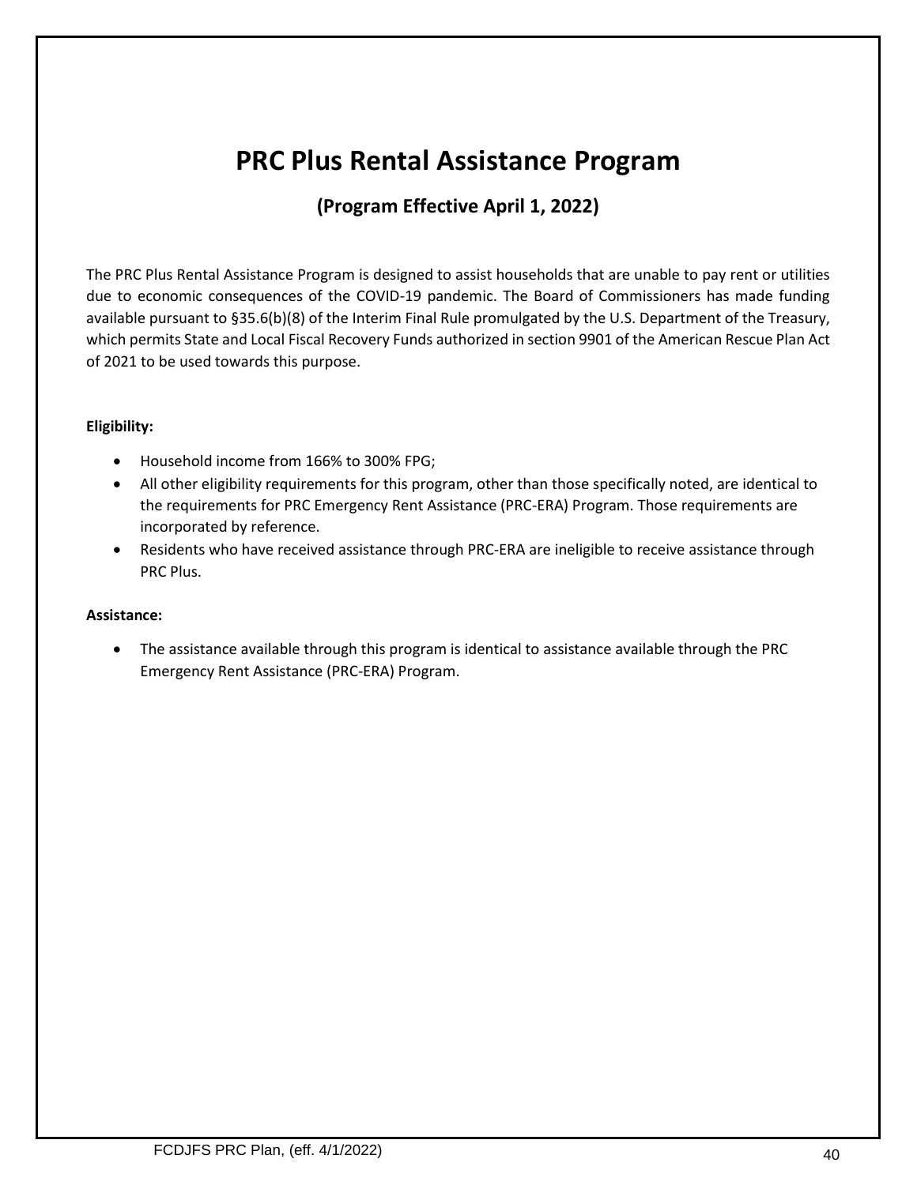# PRC Plus Rental Assistance Program

## (Program Effective April 1, 2022)

The PRC Plus Rental Assistance Program is designed to assist households that are unable to pay rent or utilities due to economic consequences of the COVID-19 pandemic. The Board of Commissioners has made funding available pursuant to §35.6(b)(8) of the Interim Final Rule promulgated by the U.S. Department of the Treasury, which permits State and Local Fiscal Recovery Funds authorized in section 9901 of the American Rescue Plan Act of 2021 to be used towards this purpose.

**Eligibility:**

- Household income from 166% to 300% FPG;
- All other eligibility requirements for this program, other than those specifically noted, are identical to the requirements for PRC Emergency Rent Assistance (PRC-ERA) Program. Those requirements are incorporated by reference.
- Residents who have received assistance through PRC-ERA are ineligible to receive assistance through PRC Plus.

**Assistance:**

- The assistance available through this program is identical to assistance available through the PRC Emergency Rent Assistance (PRC-ERA) Program.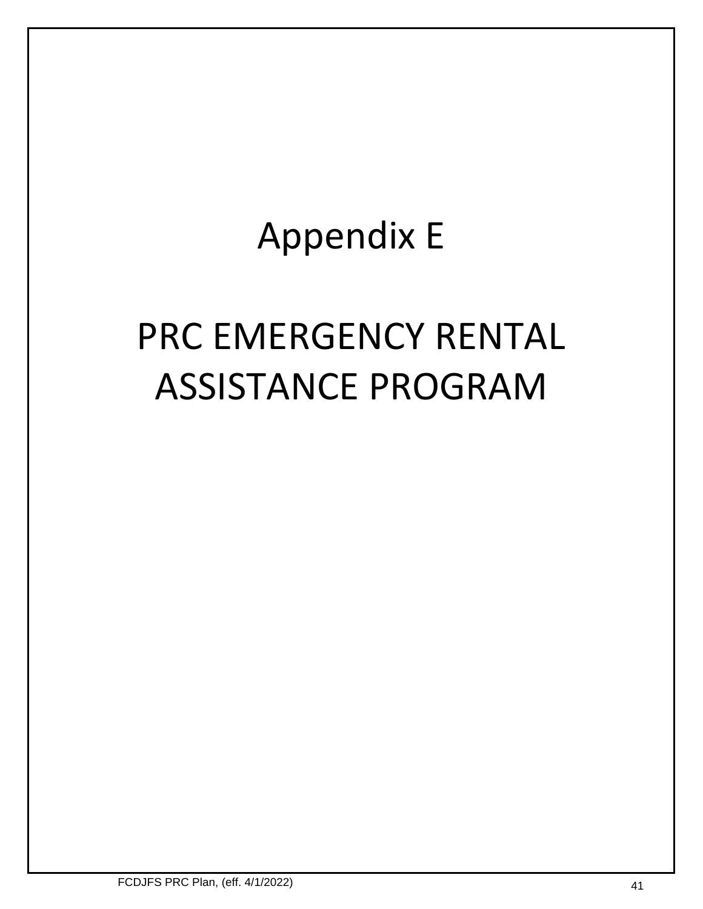# Appendix E

# PRC EMERGENCY RENTAL ASSISTANCE PROGRAM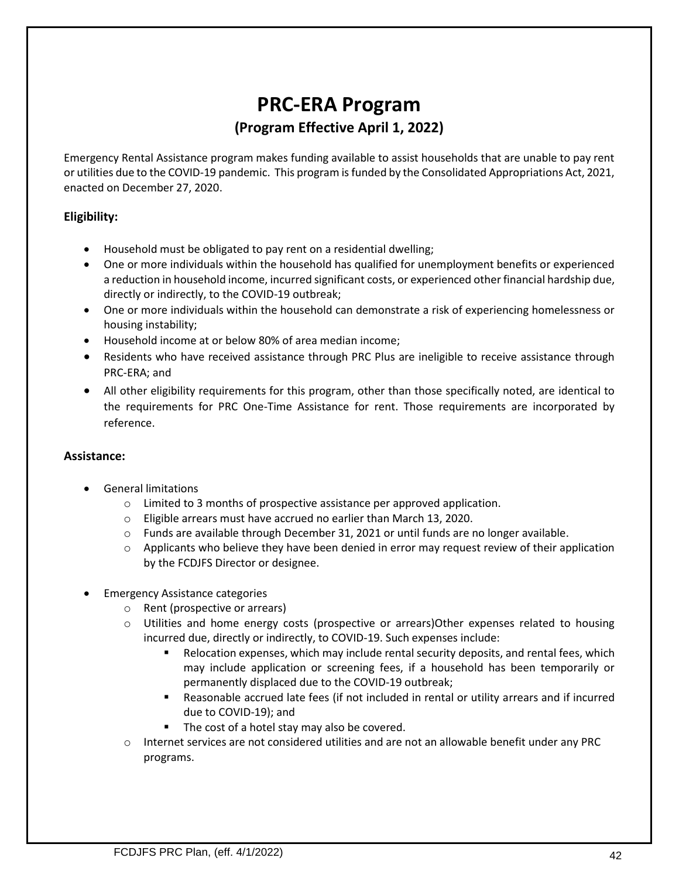# PRC-ERA Program

## (Program Effective April 1, 2022)

Emergency Rental Assistance program makes funding available to assist households that are unable to pay rent or utilities due to the COVID-19 pandemic. This program is funded by the Consolidated Appropriations Act, 2021, enacted on December 27, 2020.

**Eligibility:**

- Household must be obligated to pay rent on a residential dwelling;
- One or more individuals within the household has qualified for unemployment benefits or experienced a reduction in household income, incurred significant costs, or experienced other financial hardship due, directly or indirectly, to the COVID-19 outbreak;
- One or more individuals within the household can demonstrate a risk of experiencing homelessness or housing instability;
- Household income at or below 80% of area median income;
- Residents who have received assistance through PRC Plus are ineligible to receive assistance through PRC-ERA; and
- All other eligibility requirements for this program, other than those specifically noted, are identical to the requirements for PRC One-Time Assistance for rent. Those requirements are incorporated by reference.

**Assistance:**

- General limitations
  - Limited to 3 months of prospective assistance per approved application.
  - Eligible arrears must have accrued no earlier than March 13, 2020.
  - Funds are available through December 31, 2021 or until funds are no longer available.
  - Applicants who believe they have been denied in error may request review of their application by the FCDJFS Director or designee.
- Emergency Assistance categories
  - Rent (prospective or arrears)
  - Utilities and home energy costs (prospective or arrears)Other expenses related to housing incurred due, directly or indirectly, to COVID-19. Such expenses include:
    - Relocation expenses, which may include rental security deposits, and rental fees, which may include application or screening fees, if a household has been temporarily or permanently displaced due to the COVID-19 outbreak;
    - Reasonable accrued late fees (if not included in rental or utility arrears and if incurred due to COVID-19); and
    - The cost of a hotel stay may also be covered.
  - Internet services are not considered utilities and are not an allowable benefit under any PRC programs.